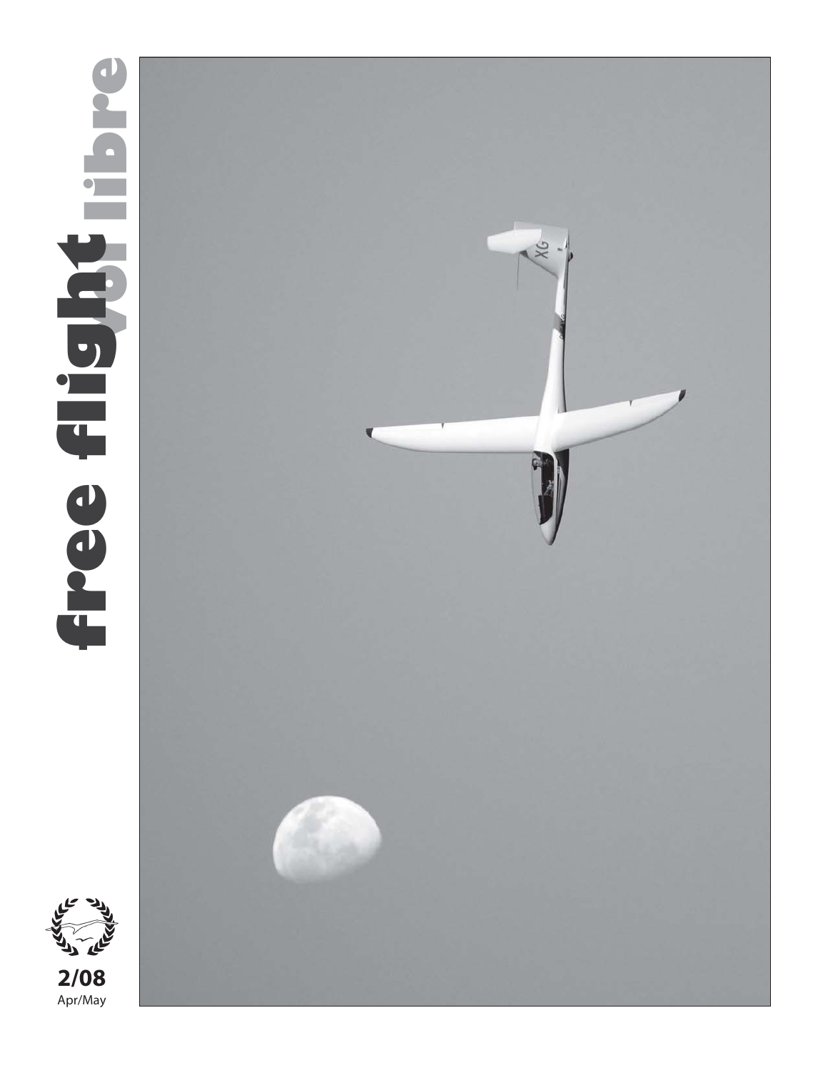# free flight vol libre

**2/08**
Apr/May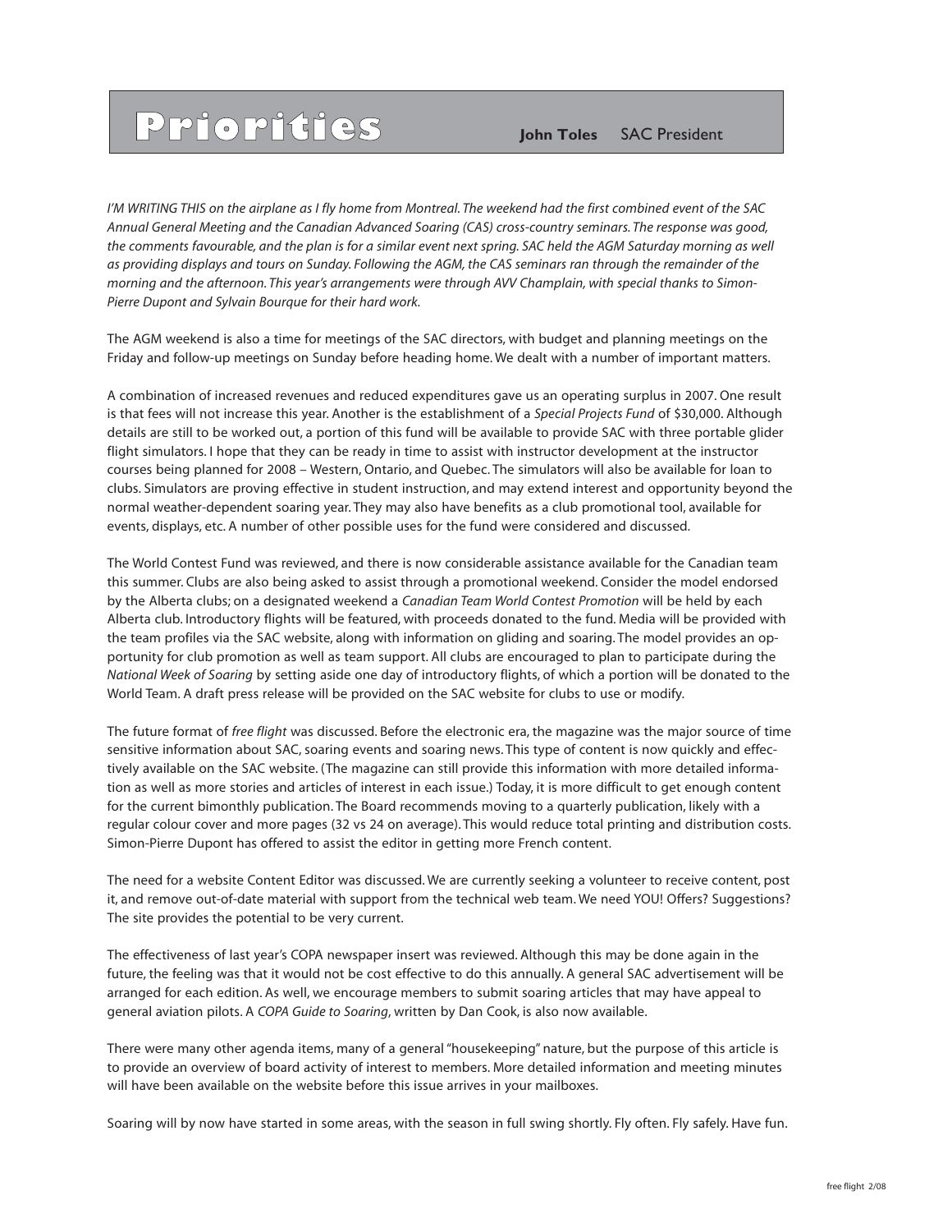# Priorities

**John Toles** SAC President

*I'M WRITING THIS on the airplane as I fly home from Montreal. The weekend had the first combined event of the SAC Annual General Meeting and the Canadian Advanced Soaring (CAS) cross-country seminars. The response was good, the comments favourable, and the plan is for a similar event next spring. SAC held the AGM Saturday morning as well as providing displays and tours on Sunday. Following the AGM, the CAS seminars ran through the remainder of the morning and the afternoon. This year's arrangements were through AVV Champlain, with special thanks to Simon-Pierre Dupont and Sylvain Bourque for their hard work.*

The AGM weekend is also a time for meetings of the SAC directors, with budget and planning meetings on the Friday and follow-up meetings on Sunday before heading home. We dealt with a number of important matters.

A combination of increased revenues and reduced expenditures gave us an operating surplus in 2007. One result is that fees will not increase this year. Another is the establishment of a *Special Projects Fund* of $30,000. Although details are still to be worked out, a portion of this fund will be available to provide SAC with three portable glider flight simulators. I hope that they can be ready in time to assist with instructor development at the instructor courses being planned for 2008 – Western, Ontario, and Quebec. The simulators will also be available for loan to clubs. Simulators are proving effective in student instruction, and may extend interest and opportunity beyond the normal weather-dependent soaring year. They may also have benefits as a club promotional tool, available for events, displays, etc. A number of other possible uses for the fund were considered and discussed.

The World Contest Fund was reviewed, and there is now considerable assistance available for the Canadian team this summer. Clubs are also being asked to assist through a promotional weekend. Consider the model endorsed by the Alberta clubs; on a designated weekend a *Canadian Team World Contest Promotion* will be held by each Alberta club. Introductory flights will be featured, with proceeds donated to the fund. Media will be provided with the team profiles via the SAC website, along with information on gliding and soaring. The model provides an opportunity for club promotion as well as team support. All clubs are encouraged to plan to participate during the *National Week of Soaring* by setting aside one day of introductory flights, of which a portion will be donated to the World Team. A draft press release will be provided on the SAC website for clubs to use or modify.

The future format of *free flight* was discussed. Before the electronic era, the magazine was the major source of time sensitive information about SAC, soaring events and soaring news. This type of content is now quickly and effectively available on the SAC website. (The magazine can still provide this information with more detailed information as well as more stories and articles of interest in each issue.) Today, it is more difficult to get enough content for the current bimonthly publication. The Board recommends moving to a quarterly publication, likely with a regular colour cover and more pages (32 vs 24 on average). This would reduce total printing and distribution costs. Simon-Pierre Dupont has offered to assist the editor in getting more French content.

The need for a website Content Editor was discussed. We are currently seeking a volunteer to receive content, post it, and remove out-of-date material with support from the technical web team. We need YOU! Offers? Suggestions? The site provides the potential to be very current.

The effectiveness of last year's COPA newspaper insert was reviewed. Although this may be done again in the future, the feeling was that it would not be cost effective to do this annually. A general SAC advertisement will be arranged for each edition. As well, we encourage members to submit soaring articles that may have appeal to general aviation pilots. A *COPA Guide to Soaring*, written by Dan Cook, is also now available.

There were many other agenda items, many of a general "housekeeping" nature, but the purpose of this article is to provide an overview of board activity of interest to members. More detailed information and meeting minutes will have been available on the website before this issue arrives in your mailboxes.

Soaring will by now have started in some areas, with the season in full swing shortly. Fly often. Fly safely. Have fun.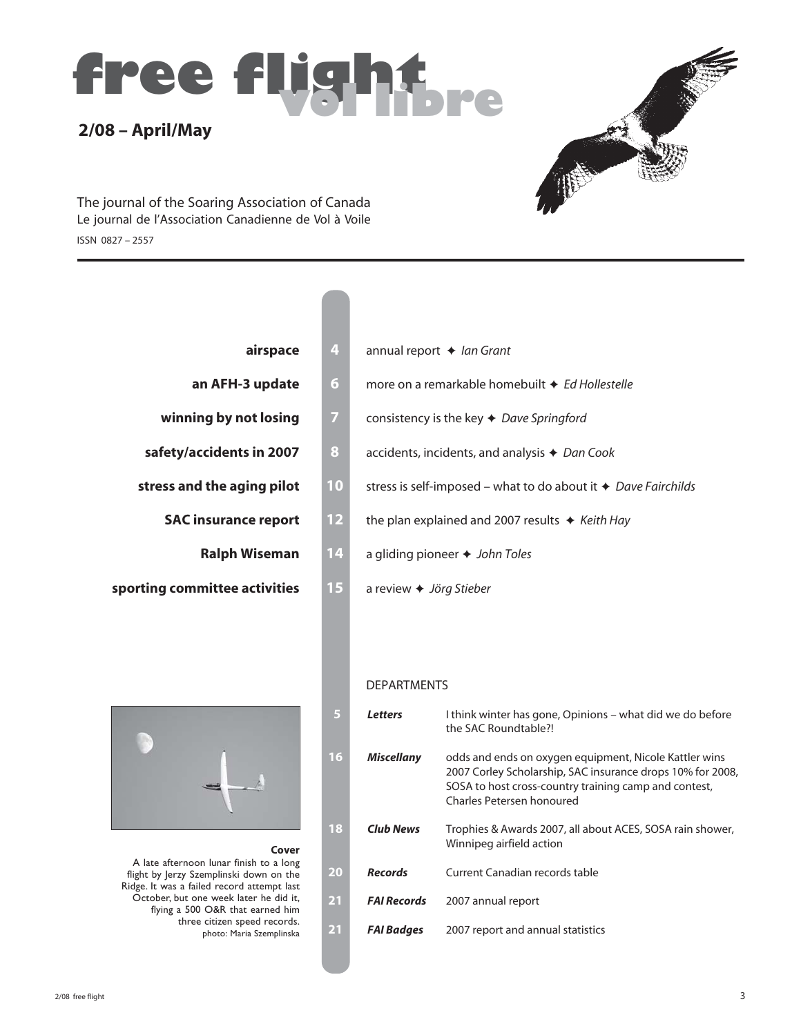# free flight vol libre

## 2/08 – April/May

The journal of the Soaring Association of Canada
Le journal de l'Association Canadienne de Vol à Voile
ISSN 0827 – 2557

| | | |
|---|---|---|
| **airspace** | 4 | annual report ✦ *Ian Grant* |
| **an AFH-3 update** | 6 | more on a remarkable homebuilt ✦ *Ed Hollestelle* |
| **winning by not losing** | 7 | consistency is the key ✦ *Dave Springford* |
| **safety/accidents in 2007** | 8 | accidents, incidents, and analysis ✦ *Dan Cook* |
| **stress and the aging pilot** | 10 | stress is self-imposed – what to do about it ✦ *Dave Fairchilds* |
| **SAC insurance report** | 12 | the plan explained and 2007 results ✦ *Keith Hay* |
| **Ralph Wiseman** | 14 | a gliding pioneer ✦ *John Toles* |
| **sporting committee activities** | 15 | a review ✦ *Jörg Stieber* |

DEPARTMENTS

| | | |
|---|---|---|
| 5 | ***Letters*** | I think winter has gone, Opinions – what did we do before the SAC Roundtable?! |
| 16 | ***Miscellany*** | odds and ends on oxygen equipment, Nicole Kattler wins 2007 Corley Scholarship, SAC insurance drops 10% for 2008, SOSA to host cross-country training camp and contest, Charles Petersen honoured |
| 18 | ***Club News*** | Trophies & Awards 2007, all about ACES, SOSA rain shower, Winnipeg airfield action |
| 20 | ***Records*** | Current Canadian records table |
| 21 | ***FAI Records*** | 2007 annual report |
| 21 | ***FAI Badges*** | 2007 report and annual statistics |

**Cover**
A late afternoon lunar finish to a long flight by Jerzy Szemplinski down on the Ridge. It was a failed record attempt last October, but one week later he did it, flying a 500 O&R that earned him three citizen speed records.
photo: Maria Szemplinska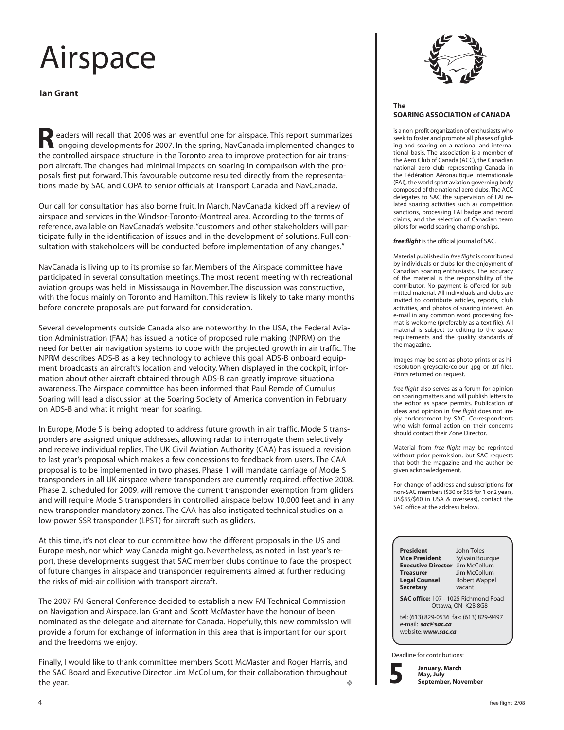# Airspace

**Ian Grant**

Readers will recall that 2006 was an eventful one for airspace. This report summarizes ongoing developments for 2007. In the spring, NavCanada implemented changes to the controlled airspace structure in the Toronto area to improve protection for air transport aircraft. The changes had minimal impacts on soaring in comparison with the proposals first put forward. This favourable outcome resulted directly from the representations made by SAC and COPA to senior officials at Transport Canada and NavCanada.

Our call for consultation has also borne fruit. In March, NavCanada kicked off a review of airspace and services in the Windsor-Toronto-Montreal area. According to the terms of reference, available on NavCanada's website, "customers and other stakeholders will participate fully in the identification of issues and in the development of solutions. Full consultation with stakeholders will be conducted before implementation of any changes."

NavCanada is living up to its promise so far. Members of the Airspace committee have participated in several consultation meetings. The most recent meeting with recreational aviation groups was held in Mississauga in November. The discussion was constructive, with the focus mainly on Toronto and Hamilton. This review is likely to take many months before concrete proposals are put forward for consideration.

Several developments outside Canada also are noteworthy. In the USA, the Federal Aviation Administration (FAA) has issued a notice of proposed rule making (NPRM) on the need for better air navigation systems to cope with the projected growth in air traffic. The NPRM describes ADS-B as a key technology to achieve this goal. ADS-B onboard equipment broadcasts an aircraft's location and velocity. When displayed in the cockpit, information about other aircraft obtained through ADS-B can greatly improve situational awareness. The Airspace committee has been informed that Paul Remde of Cumulus Soaring will lead a discussion at the Soaring Society of America convention in February on ADS-B and what it might mean for soaring.

In Europe, Mode S is being adopted to address future growth in air traffic. Mode S transponders are assigned unique addresses, allowing radar to interrogate them selectively and receive individual replies. The UK Civil Aviation Authority (CAA) has issued a revision to last year's proposal which makes a few concessions to feedback from users. The CAA proposal is to be implemented in two phases. Phase 1 will mandate carriage of Mode S transponders in all UK airspace where transponders are currently required, effective 2008. Phase 2, scheduled for 2009, will remove the current transponder exemption from gliders and will require Mode S transponders in controlled airspace below 10,000 feet and in any new transponder mandatory zones. The CAA has also instigated technical studies on a low-power SSR transponder (LPST) for aircraft such as gliders.

At this time, it's not clear to our committee how the different proposals in the US and Europe mesh, nor which way Canada might go. Nevertheless, as noted in last year's report, these developments suggest that SAC member clubs continue to face the prospect of future changes in airspace and transponder requirements aimed at further reducing the risks of mid-air collision with transport aircraft.

The 2007 FAI General Conference decided to establish a new FAI Technical Commission on Navigation and Airspace. Ian Grant and Scott McMaster have the honour of been nominated as the delegate and alternate for Canada. Hopefully, this new commission will provide a forum for exchange of information in this area that is important for our sport and the freedoms we enjoy.

Finally, I would like to thank committee members Scott McMaster and Roger Harris, and the SAC Board and Executive Director Jim McCollum, for their collaboration throughout the year. ❖

---

**The SOARING ASSOCIATION of CANADA**

is a non-profit organization of enthusiasts who seek to foster and promote all phases of gliding and soaring on a national and international basis. The association is a member of the Aero Club of Canada (ACC), the Canadian national aero club representing Canada in the Fédération Aéronautique Internationale (FAI), the world sport aviation governing body composed of the national aero clubs. The ACC delegates to SAC the supervision of FAI related soaring activities such as competition sanctions, processing FAI badge and record claims, and the selection of Canadian team pilots for world soaring championships.

***free flight*** is the official journal of SAC.

Material published in *free flight* is contributed by individuals or clubs for the enjoyment of Canadian soaring enthusiasts. The accuracy of the material is the responsibility of the contributor. No payment is offered for submitted material. All individuals and clubs are invited to contribute articles, reports, club activities, and photos of soaring interest. An e-mail in any common word processing format is welcome (preferably as a text file). All material is subject to editing to the space requirements and the quality standards of the magazine.

Images may be sent as photo prints or as hi-resolution greyscale/colour .jpg or .tif files. Prints returned on request.

*free flight* also serves as a forum for opinion on soaring matters and will publish letters to the editor as space permits. Publication of ideas and opinion in *free flight* does not imply endorsement by SAC. Correspondents who wish formal action on their concerns should contact their Zone Director.

Material from *free flight* may be reprinted without prior permission, but SAC requests that both the magazine and the author be given acknowledgement.

For change of address and subscriptions for non-SAC members ($30 or $55 for 1 or 2 years, US$35/$60 in USA & overseas), contact the SAC office at the address below.

| | |
|---|---|
| **President** | John Toles |
| **Vice President** | Sylvain Bourque |
| **Executive Director** | Jim McCollum |
| **Treasurer** | Jim McCollum |
| **Legal Counsel** | Robert Wappel |
| **Secretary** | vacant |

**SAC office:** 107 – 1025 Richmond Road
Ottawa, ON K2B 8G8

tel: (613) 829-0536 fax: (613) 829-9497
e-mail: ***sac@sac.ca***
website: ***www.sac.ca***

Deadline for contributions:

**5** **January, March**
**May, July**
**September, November**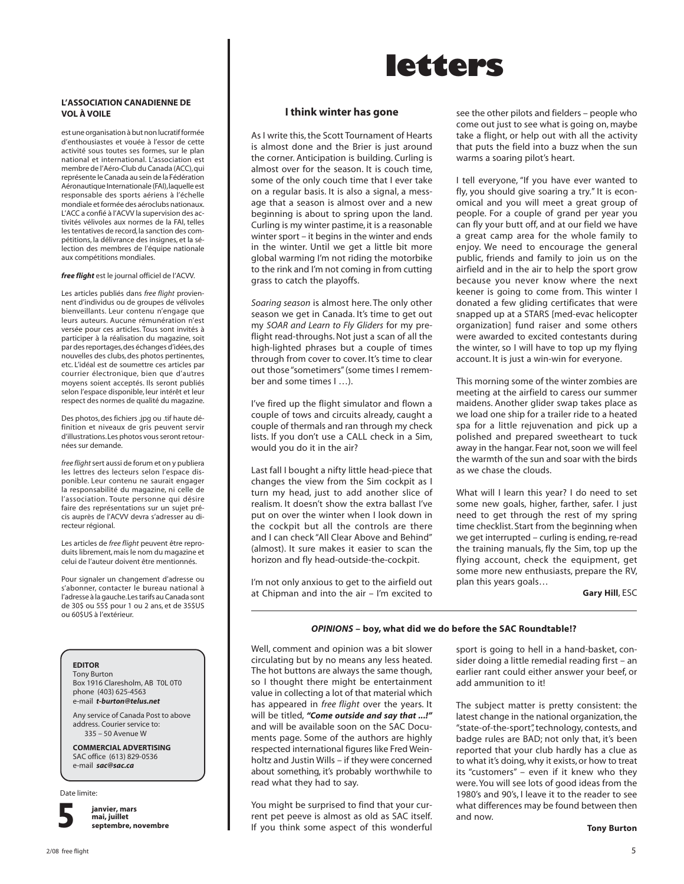**L'ASSOCIATION CANADIENNE DE VOL À VOILE**

est une organisation à but non lucratif formée d'enthousiastes et vouée à l'essor de cette activité sous toutes ses formes, sur le plan national et international. L'association est membre de l'Aéro-Club du Canada (ACC), qui représente le Canada au sein de la Fédération Aéronautique Internationale (FAI), laquelle est responsable des sports aériens à l'échelle mondiale et formée des aéroclubs nationaux. L'ACC a confié à l'ACVV la supervision des activités vélivoles aux normes de la FAI, telles les tentatives de record, la sanction des compétitions, la délivrance des insignes, et la sélection des membres de l'équipe nationale aux compétitions mondiales.

***free flight*** est le journal officiel de l'ACVV.

Les articles publiés dans *free flight* proviennent d'individus ou de groupes de vélivoles bienveillants. Leur contenu n'engage que leurs auteurs. Aucune rémunération n'est versée pour ces articles. Tous sont invités à participer à la réalisation du magazine, soit par des reportages, des échanges d'idées, des nouvelles des clubs, des photos pertinentes, etc. L'idéal est de soumettre ces articles par courrier électronique, bien que d'autres moyens soient acceptés. Ils seront publiés selon l'espace disponible, leur intérêt et leur respect des normes de qualité du magazine.

Des photos, des fichiers .jpg ou .tif haute définition et niveaux de gris peuvent servir d'illustrations. Les photos vous seront retournées sur demande.

*free flight* sert aussi de forum et on y publiera les lettres des lecteurs selon l'espace disponible. Leur contenu ne saurait engager la responsabilité du magazine, ni celle de l'association. Toute personne qui désire faire des représentations sur un sujet précis auprès de l'ACVV devra s'adresser au directeur régional.

Les articles de *free flight* peuvent être reproduits librement, mais le nom du magazine et celui de l'auteur doivent être mentionnés.

Pour signaler un changement d'adresse ou s'abonner, contacter le bureau national à l'adresse à la gauche. Les tarifs au Canada sont de 30$ ou 55$ pour 1 ou 2 ans, et de 35$US ou 60$US à l'extérieur.

**EDITOR**
Tony Burton
Box 1916 Claresholm, AB T0L 0T0
phone (403) 625-4563
e-mail ***t-burton@telus.net***

Any service of Canada Post to above address. Courier service to:
335 – 50 Avenue W

**COMMERCIAL ADVERTISING**
SAC office (613) 829-0536
e-mail ***sac@sac.ca***

Date limite:

**5** **janvier, mars mai, juillet septembre, novembre**

# letters

## I think winter has gone

As I write this, the Scott Tournament of Hearts is almost done and the Brier is just around the corner. Anticipation is building. Curling is almost over for the season. It is couch time, some of the only couch time that I ever take on a regular basis. It is also a signal, a message that a season is almost over and a new beginning is about to spring upon the land. Curling is my winter pastime, it is a reasonable winter sport – it begins in the winter and ends in the winter. Until we get a little bit more global warming I'm not riding the motorbike to the rink and I'm not coming in from cutting grass to catch the playoffs.

*Soaring season* is almost here. The only other season we get in Canada. It's time to get out my *SOAR and Learn to Fly Gliders* for my preflight read-throughs. Not just a scan of all the high-lighted phrases but a couple of times through from cover to cover. It's time to clear out those "sometimers" (some times I remember and some times I …).

I've fired up the flight simulator and flown a couple of tows and circuits already, caught a couple of thermals and ran through my check lists. If you don't use a CALL check in a Sim, would you do it in the air?

Last fall I bought a nifty little head-piece that changes the view from the Sim cockpit as I turn my head, just to add another slice of realism. It doesn't show the extra ballast I've put on over the winter when I look down in the cockpit but all the controls are there and I can check "All Clear Above and Behind" (almost). It sure makes it easier to scan the horizon and fly head-outside-the-cockpit.

I'm not only anxious to get to the airfield out at Chipman and into the air – I'm excited to see the other pilots and fielders – people who come out just to see what is going on, maybe take a flight, or help out with all the activity that puts the field into a buzz when the sun warms a soaring pilot's heart.

I tell everyone, "If you have ever wanted to fly, you should give soaring a try." It is economical and you will meet a great group of people. For a couple of grand per year you can fly your butt off, and at our field we have a great camp area for the whole family to enjoy. We need to encourage the general public, friends and family to join us on the airfield and in the air to help the sport grow because you never know where the next keener is going to come from. This winter I donated a few gliding certificates that were snapped up at a STARS [med-evac helicopter organization] fund raiser and some others were awarded to excited contestants during the winter, so I will have to top up my flying account. It is just a win-win for everyone.

This morning some of the winter zombies are meeting at the airfield to caress our summer maidens. Another glider swap takes place as we load one ship for a trailer ride to a heated spa for a little rejuvenation and pick up a polished and prepared sweetheart to tuck away in the hangar. Fear not, soon we will feel the warmth of the sun and soar with the birds as we chase the clouds.

What will I learn this year? I do need to set some new goals, higher, farther, safer. I just need to get through the rest of my spring time checklist. Start from the beginning when we get interrupted – curling is ending, re-read the training manuals, fly the Sim, top up the flying account, check the equipment, get some more new enthusiasts, prepare the RV, plan this years goals…

**Gary Hill**, ESC

## *OPINIONS* – boy, what did we do before the SAC Roundtable!?

Well, comment and opinion was a bit slower circulating but by no means any less heated. The hot buttons are always the same though, so I thought there might be entertainment value in collecting a lot of that material which has appeared in *free flight* over the years. It will be titled, ***"Come outside and say that ...!"*** and will be available soon on the SAC Documents page. Some of the authors are highly respected international figures like Fred Weinholtz and Justin Wills – if they were concerned about something, it's probably worthwhile to read what they had to say.

You might be surprised to find that your current pet peeve is almost as old as SAC itself. If you think some aspect of this wonderful sport is going to hell in a hand-basket, consider doing a little remedial reading first – an earlier rant could either answer your beef, or add ammunition to it!

The subject matter is pretty consistent: the latest change in the national organization, the "state-of-the-sport", technology, contests, and badge rules are BAD; not only that, it's been reported that your club hardly has a clue as to what it's doing, why it exists, or how to treat its "customers" – even if it knew who they were. You will see lots of good ideas from the 1980's and 90's, I leave it to the reader to see what differences may be found between then and now.

**Tony Burton**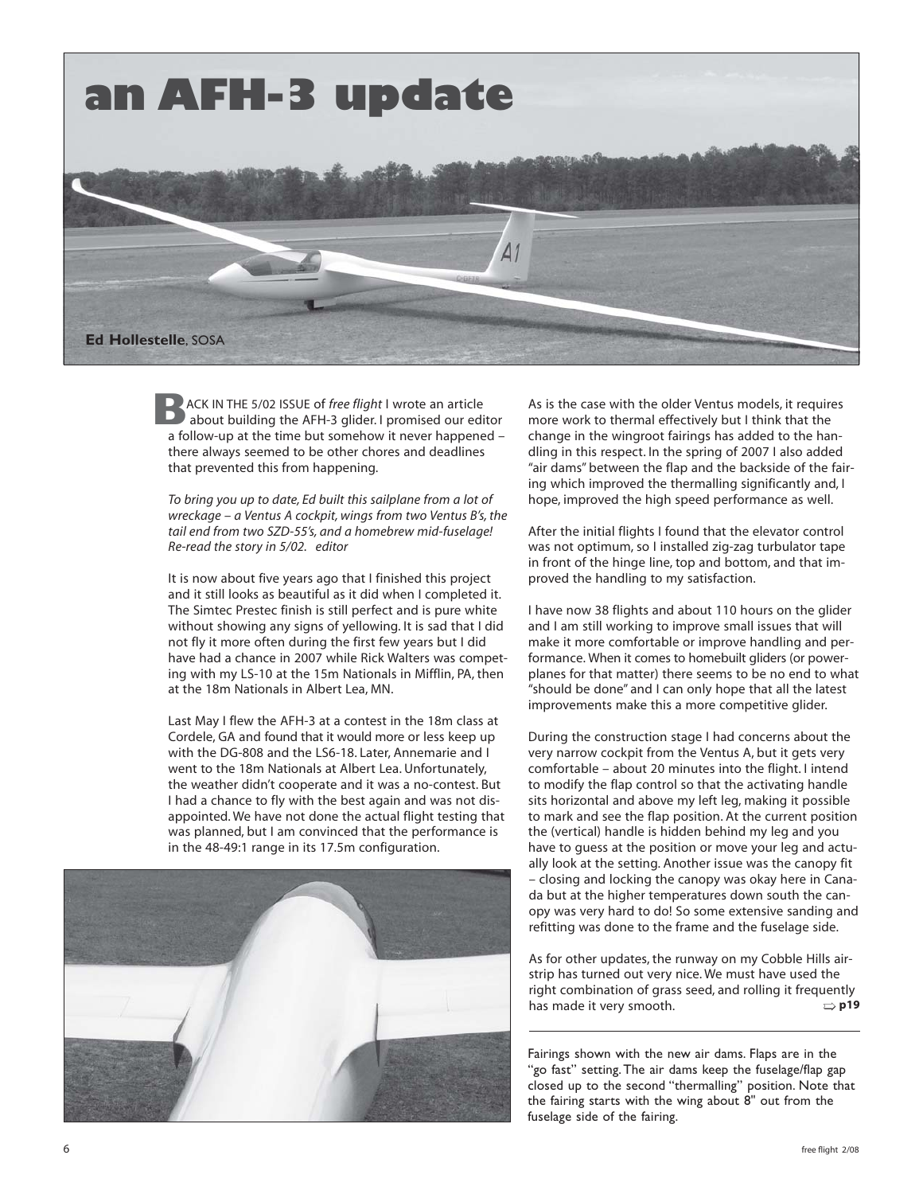# an AFH-3 update

**Ed Hollestelle**, SOSA

BACK IN THE 5/02 ISSUE of *free flight* I wrote an article about building the AFH-3 glider. I promised our editor a follow-up at the time but somehow it never happened – there always seemed to be other chores and deadlines that prevented this from happening.

*To bring you up to date, Ed built this sailplane from a lot of wreckage – a Ventus A cockpit, wings from two Ventus B's, the tail end from two SZD-55's, and a homebrew mid-fuselage! Re-read the story in 5/02. editor*

It is now about five years ago that I finished this project and it still looks as beautiful as it did when I completed it. The Simtec Prestec finish is still perfect and is pure white without showing any signs of yellowing. It is sad that I did not fly it more often during the first few years but I did have had a chance in 2007 while Rick Walters was competing with my LS-10 at the 15m Nationals in Mifflin, PA, then at the 18m Nationals in Albert Lea, MN.

Last May I flew the AFH-3 at a contest in the 18m class at Cordele, GA and found that it would more or less keep up with the DG-808 and the LS6-18. Later, Annemarie and I went to the 18m Nationals at Albert Lea. Unfortunately, the weather didn't cooperate and it was a no-contest. But I had a chance to fly with the best again and was not disappointed. We have not done the actual flight testing that was planned, but I am convinced that the performance is in the 48-49:1 range in its 17.5m configuration.

As is the case with the older Ventus models, it requires more work to thermal effectively but I think that the change in the wingroot fairings has added to the handling in this respect. In the spring of 2007 I also added "air dams" between the flap and the backside of the fairing which improved the thermalling significantly and, I hope, improved the high speed performance as well.

After the initial flights I found that the elevator control was not optimum, so I installed zig-zag turbulator tape in front of the hinge line, top and bottom, and that improved the handling to my satisfaction.

I have now 38 flights and about 110 hours on the glider and I am still working to improve small issues that will make it more comfortable or improve handling and performance. When it comes to homebuilt gliders (or powerplanes for that matter) there seems to be no end to what "should be done" and I can only hope that all the latest improvements make this a more competitive glider.

During the construction stage I had concerns about the very narrow cockpit from the Ventus A, but it gets very comfortable – about 20 minutes into the flight. I intend to modify the flap control so that the activating handle sits horizontal and above my left leg, making it possible to mark and see the flap position. At the current position the (vertical) handle is hidden behind my leg and you have to guess at the position or move your leg and actually look at the setting. Another issue was the canopy fit – closing and locking the canopy was okay here in Canada but at the higher temperatures down south the canopy was very hard to do! So some extensive sanding and refitting was done to the frame and the fuselage side.

As for other updates, the runway on my Cobble Hills airstrip has turned out very nice. We must have used the right combination of grass seed, and rolling it frequently has made it very smooth. ⇨ **p19**

Fairings shown with the new air dams. Flaps are in the "go fast" setting. The air dams keep the fuselage/flap gap closed up to the second "thermalling" position. Note that the fairing starts with the wing about 8" out from the fuselage side of the fairing.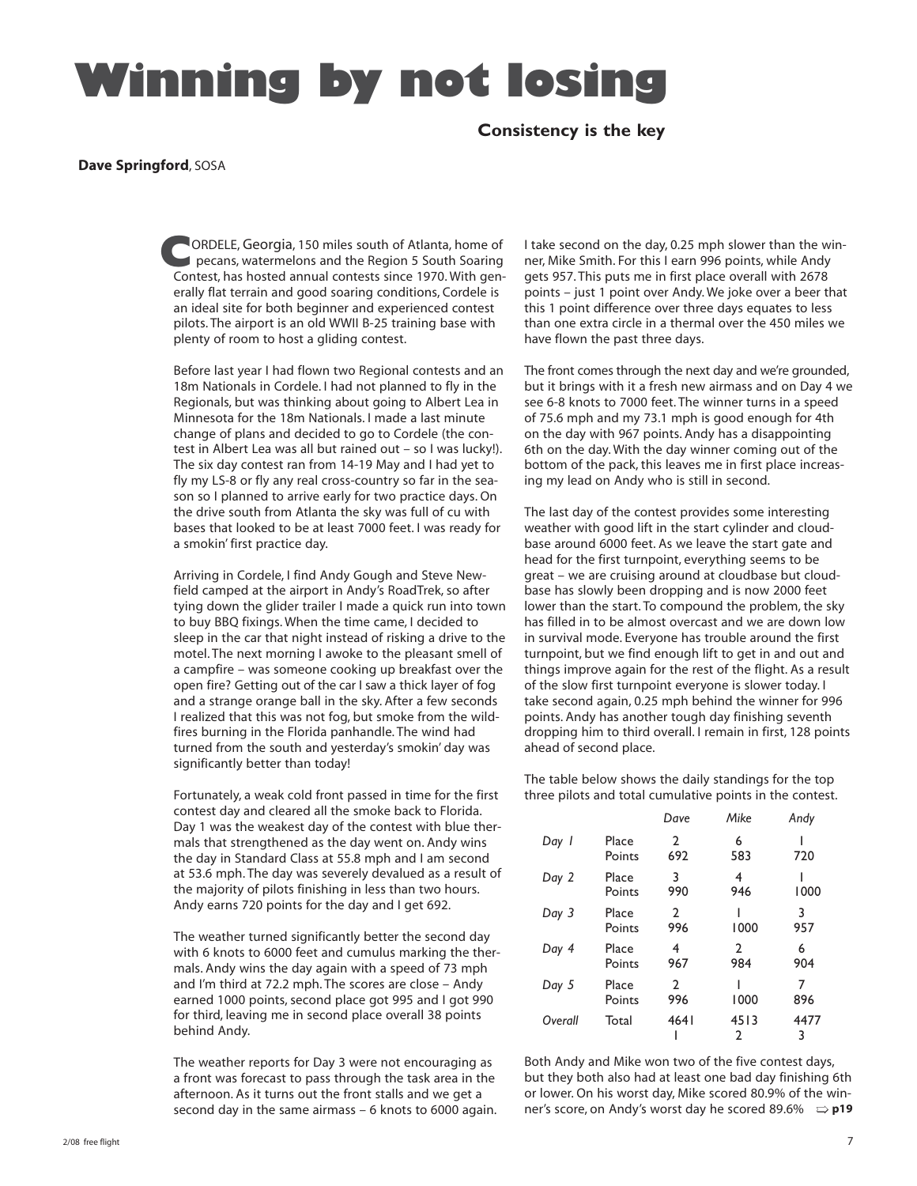# Winning by not losing

### Consistency is the key

**Dave Springford**, SOSA

CORDELE, Georgia, 150 miles south of Atlanta, home of pecans, watermelons and the Region 5 South Soaring Contest, has hosted annual contests since 1970. With generally flat terrain and good soaring conditions, Cordele is an ideal site for both beginner and experienced contest pilots. The airport is an old WWII B-25 training base with plenty of room to host a gliding contest.

Before last year I had flown two Regional contests and an 18m Nationals in Cordele. I had not planned to fly in the Regionals, but was thinking about going to Albert Lea in Minnesota for the 18m Nationals. I made a last minute change of plans and decided to go to Cordele (the contest in Albert Lea was all but rained out – so I was lucky!). The six day contest ran from 14-19 May and I had yet to fly my LS-8 or fly any real cross-country so far in the season so I planned to arrive early for two practice days. On the drive south from Atlanta the sky was full of cu with bases that looked to be at least 7000 feet. I was ready for a smokin' first practice day.

Arriving in Cordele, I find Andy Gough and Steve Newfield camped at the airport in Andy's RoadTrek, so after tying down the glider trailer I made a quick run into town to buy BBQ fixings. When the time came, I decided to sleep in the car that night instead of risking a drive to the motel. The next morning I awoke to the pleasant smell of a campfire – was someone cooking up breakfast over the open fire? Getting out of the car I saw a thick layer of fog and a strange orange ball in the sky. After a few seconds I realized that this was not fog, but smoke from the wildfires burning in the Florida panhandle. The wind had turned from the south and yesterday's smokin' day was significantly better than today!

Fortunately, a weak cold front passed in time for the first contest day and cleared all the smoke back to Florida. Day 1 was the weakest day of the contest with blue thermals that strengthened as the day went on. Andy wins the day in Standard Class at 55.8 mph and I am second at 53.6 mph. The day was severely devalued as a result of the majority of pilots finishing in less than two hours. Andy earns 720 points for the day and I get 692.

The weather turned significantly better the second day with 6 knots to 6000 feet and cumulus marking the thermals. Andy wins the day again with a speed of 73 mph and I'm third at 72.2 mph. The scores are close – Andy earned 1000 points, second place got 995 and I got 990 for third, leaving me in second place overall 38 points behind Andy.

The weather reports for Day 3 were not encouraging as a front was forecast to pass through the task area in the afternoon. As it turns out the front stalls and we get a second day in the same airmass – 6 knots to 6000 again. I take second on the day, 0.25 mph slower than the winner, Mike Smith. For this I earn 996 points, while Andy gets 957. This puts me in first place overall with 2678 points – just 1 point over Andy. We joke over a beer that this 1 point difference over three days equates to less than one extra circle in a thermal over the 450 miles we have flown the past three days.

The front comes through the next day and we're grounded, but it brings with it a fresh new airmass and on Day 4 we see 6-8 knots to 7000 feet. The winner turns in a speed of 75.6 mph and my 73.1 mph is good enough for 4th on the day with 967 points. Andy has a disappointing 6th on the day. With the day winner coming out of the bottom of the pack, this leaves me in first place increasing my lead on Andy who is still in second.

The last day of the contest provides some interesting weather with good lift in the start cylinder and cloudbase around 6000 feet. As we leave the start gate and head for the first turnpoint, everything seems to be great – we are cruising around at cloudbase but cloudbase has slowly been dropping and is now 2000 feet lower than the start. To compound the problem, the sky has filled in to be almost overcast and we are down low in survival mode. Everyone has trouble around the first turnpoint, but we find enough lift to get in and out and things improve again for the rest of the flight. As a result of the slow first turnpoint everyone is slower today. I take second again, 0.25 mph behind the winner for 996 points. Andy has another tough day finishing seventh dropping him to third overall. I remain in first, 128 points ahead of second place.

The table below shows the daily standings for the top three pilots and total cumulative points in the contest.

| | | *Dave* | *Mike* | *Andy* |
|---|---|---|---|---|
| *Day 1* | Place | 2 | 6 | 1 |
| | Points | 692 | 583 | 720 |
| *Day 2* | Place | 3 | 4 | 1 |
| | Points | 990 | 946 | 1000 |
| *Day 3* | Place | 2 | 1 | 3 |
| | Points | 996 | 1000 | 957 |
| *Day 4* | Place | 4 | 2 | 6 |
| | Points | 967 | 984 | 904 |
| *Day 5* | Place | 2 | 1 | 7 |
| | Points | 996 | 1000 | 896 |
| *Overall* | Total | 4641 | 4513 | 4477 |
| | | 1 | 2 | 3 |

Both Andy and Mike won two of the five contest days, but they both also had at least one bad day finishing 6th or lower. On his worst day, Mike scored 80.9% of the winner's score, on Andy's worst day he scored 89.6% ⇒ **p19**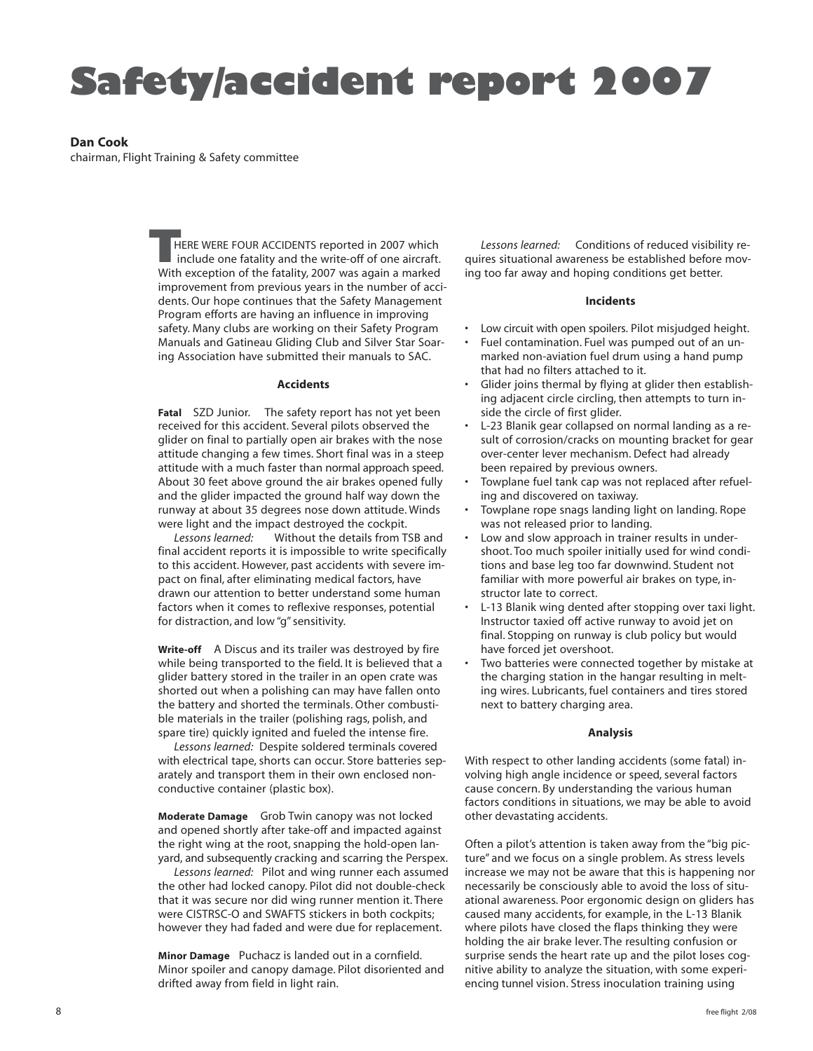# Safety/accident report 2007

**Dan Cook**
chairman, Flight Training & Safety committee

THERE WERE FOUR ACCIDENTS reported in 2007 which include one fatality and the write-off of one aircraft. With exception of the fatality, 2007 was again a marked improvement from previous years in the number of accidents. Our hope continues that the Safety Management Program efforts are having an influence in improving safety. Many clubs are working on their Safety Program Manuals and Gatineau Gliding Club and Silver Star Soaring Association have submitted their manuals to SAC.

### Accidents

**Fatal** SZD Junior. The safety report has not yet been received for this accident. Several pilots observed the glider on final to partially open air brakes with the nose attitude changing a few times. Short final was in a steep attitude with a much faster than normal approach speed. About 30 feet above ground the air brakes opened fully and the glider impacted the ground half way down the runway at about 35 degrees nose down attitude. Winds were light and the impact destroyed the cockpit.

*Lessons learned:* Without the details from TSB and final accident reports it is impossible to write specifically to this accident. However, past accidents with severe impact on final, after eliminating medical factors, have drawn our attention to better understand some human factors when it comes to reflexive responses, potential for distraction, and low "g" sensitivity.

**Write-off** A Discus and its trailer was destroyed by fire while being transported to the field. It is believed that a glider battery stored in the trailer in an open crate was shorted out when a polishing can may have fallen onto the battery and shorted the terminals. Other combustible materials in the trailer (polishing rags, polish, and spare tire) quickly ignited and fueled the intense fire.

*Lessons learned:* Despite soldered terminals covered with electrical tape, shorts can occur. Store batteries separately and transport them in their own enclosed non-conductive container (plastic box).

**Moderate Damage** Grob Twin canopy was not locked and opened shortly after take-off and impacted against the right wing at the root, snapping the hold-open lanyard, and subsequently cracking and scarring the Perspex.

*Lessons learned:* Pilot and wing runner each assumed the other had locked canopy. Pilot did not double-check that it was secure nor did wing runner mention it. There were CISTRSC-O and SWAFTS stickers in both cockpits; however they had faded and were due for replacement.

**Minor Damage** Puchacz is landed out in a cornfield. Minor spoiler and canopy damage. Pilot disoriented and drifted away from field in light rain.

*Lessons learned:* Conditions of reduced visibility requires situational awareness be established before moving too far away and hoping conditions get better.

### Incidents

- Low circuit with open spoilers. Pilot misjudged height.
- Fuel contamination. Fuel was pumped out of an unmarked non-aviation fuel drum using a hand pump that had no filters attached to it.
- Glider joins thermal by flying at glider then establishing adjacent circle circling, then attempts to turn inside the circle of first glider.
- L-23 Blanik gear collapsed on normal landing as a result of corrosion/cracks on mounting bracket for gear over-center lever mechanism. Defect had already been repaired by previous owners.
- Towplane fuel tank cap was not replaced after refueling and discovered on taxiway.
- Towplane rope snags landing light on landing. Rope was not released prior to landing.
- Low and slow approach in trainer results in undershoot. Too much spoiler initially used for wind conditions and base leg too far downwind. Student not familiar with more powerful air brakes on type, instructor late to correct.
- L-13 Blanik wing dented after stopping over taxi light. Instructor taxied off active runway to avoid jet on final. Stopping on runway is club policy but would have forced jet overshoot.
- Two batteries were connected together by mistake at the charging station in the hangar resulting in melting wires. Lubricants, fuel containers and tires stored next to battery charging area.

### Analysis

With respect to other landing accidents (some fatal) involving high angle incidence or speed, several factors cause concern. By understanding the various human factors conditions in situations, we may be able to avoid other devastating accidents.

Often a pilot's attention is taken away from the "big picture" and we focus on a single problem. As stress levels increase we may not be aware that this is happening nor necessarily be consciously able to avoid the loss of situational awareness. Poor ergonomic design on gliders has caused many accidents, for example, in the L-13 Blanik where pilots have closed the flaps thinking they were holding the air brake lever. The resulting confusion or surprise sends the heart rate up and the pilot loses cognitive ability to analyze the situation, with some experiencing tunnel vision. Stress inoculation training using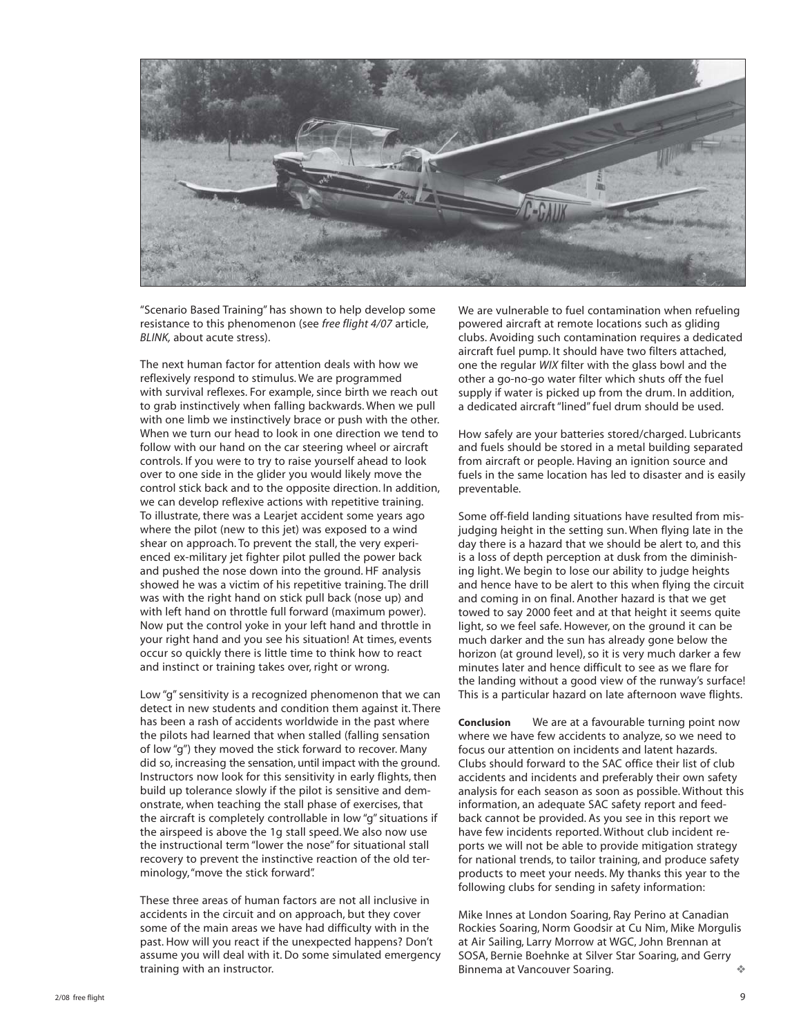"Scenario Based Training" has shown to help develop some resistance to this phenomenon (see *free flight 4/07* article, *BLINK,* about acute stress).

The next human factor for attention deals with how we reflexively respond to stimulus. We are programmed with survival reflexes. For example, since birth we reach out to grab instinctively when falling backwards. When we pull with one limb we instinctively brace or push with the other. When we turn our head to look in one direction we tend to follow with our hand on the car steering wheel or aircraft controls. If you were to try to raise yourself ahead to look over to one side in the glider you would likely move the control stick back and to the opposite direction. In addition, we can develop reflexive actions with repetitive training. To illustrate, there was a Learjet accident some years ago where the pilot (new to this jet) was exposed to a wind shear on approach. To prevent the stall, the very experienced ex-military jet fighter pilot pulled the power back and pushed the nose down into the ground. HF analysis showed he was a victim of his repetitive training. The drill was with the right hand on stick pull back (nose up) and with left hand on throttle full forward (maximum power). Now put the control yoke in your left hand and throttle in your right hand and you see his situation! At times, events occur so quickly there is little time to think how to react and instinct or training takes over, right or wrong.

Low "g" sensitivity is a recognized phenomenon that we can detect in new students and condition them against it. There has been a rash of accidents worldwide in the past where the pilots had learned that when stalled (falling sensation of low "g") they moved the stick forward to recover. Many did so, increasing the sensation, until impact with the ground. Instructors now look for this sensitivity in early flights, then build up tolerance slowly if the pilot is sensitive and demonstrate, when teaching the stall phase of exercises, that the aircraft is completely controllable in low "g" situations if the airspeed is above the 1g stall speed. We also now use the instructional term "lower the nose" for situational stall recovery to prevent the instinctive reaction of the old terminology, "move the stick forward".

These three areas of human factors are not all inclusive in accidents in the circuit and on approach, but they cover some of the main areas we have had difficulty with in the past. How will you react if the unexpected happens? Don't assume you will deal with it. Do some simulated emergency training with an instructor.

We are vulnerable to fuel contamination when refueling powered aircraft at remote locations such as gliding clubs. Avoiding such contamination requires a dedicated aircraft fuel pump. It should have two filters attached, one the regular *WIX* filter with the glass bowl and the other a go-no-go water filter which shuts off the fuel supply if water is picked up from the drum. In addition, a dedicated aircraft "lined" fuel drum should be used.

How safely are your batteries stored/charged. Lubricants and fuels should be stored in a metal building separated from aircraft or people. Having an ignition source and fuels in the same location has led to disaster and is easily preventable.

Some off-field landing situations have resulted from misjudging height in the setting sun. When flying late in the day there is a hazard that we should be alert to, and this is a loss of depth perception at dusk from the diminishing light. We begin to lose our ability to judge heights and hence have to be alert to this when flying the circuit and coming in on final. Another hazard is that we get towed to say 2000 feet and at that height it seems quite light, so we feel safe. However, on the ground it can be much darker and the sun has already gone below the horizon (at ground level), so it is very much darker a few minutes later and hence difficult to see as we flare for the landing without a good view of the runway's surface! This is a particular hazard on late afternoon wave flights.

**Conclusion** We are at a favourable turning point now where we have few accidents to analyze, so we need to focus our attention on incidents and latent hazards. Clubs should forward to the SAC office their list of club accidents and incidents and preferably their own safety analysis for each season as soon as possible. Without this information, an adequate SAC safety report and feedback cannot be provided. As you see in this report we have few incidents reported. Without club incident reports we will not be able to provide mitigation strategy for national trends, to tailor training, and produce safety products to meet your needs. My thanks this year to the following clubs for sending in safety information:

Mike Innes at London Soaring, Ray Perino at Canadian Rockies Soaring, Norm Goodsir at Cu Nim, Mike Morgulis at Air Sailing, Larry Morrow at WGC, John Brennan at SOSA, Bernie Boehnke at Silver Star Soaring, and Gerry Binnema at Vancouver Soaring.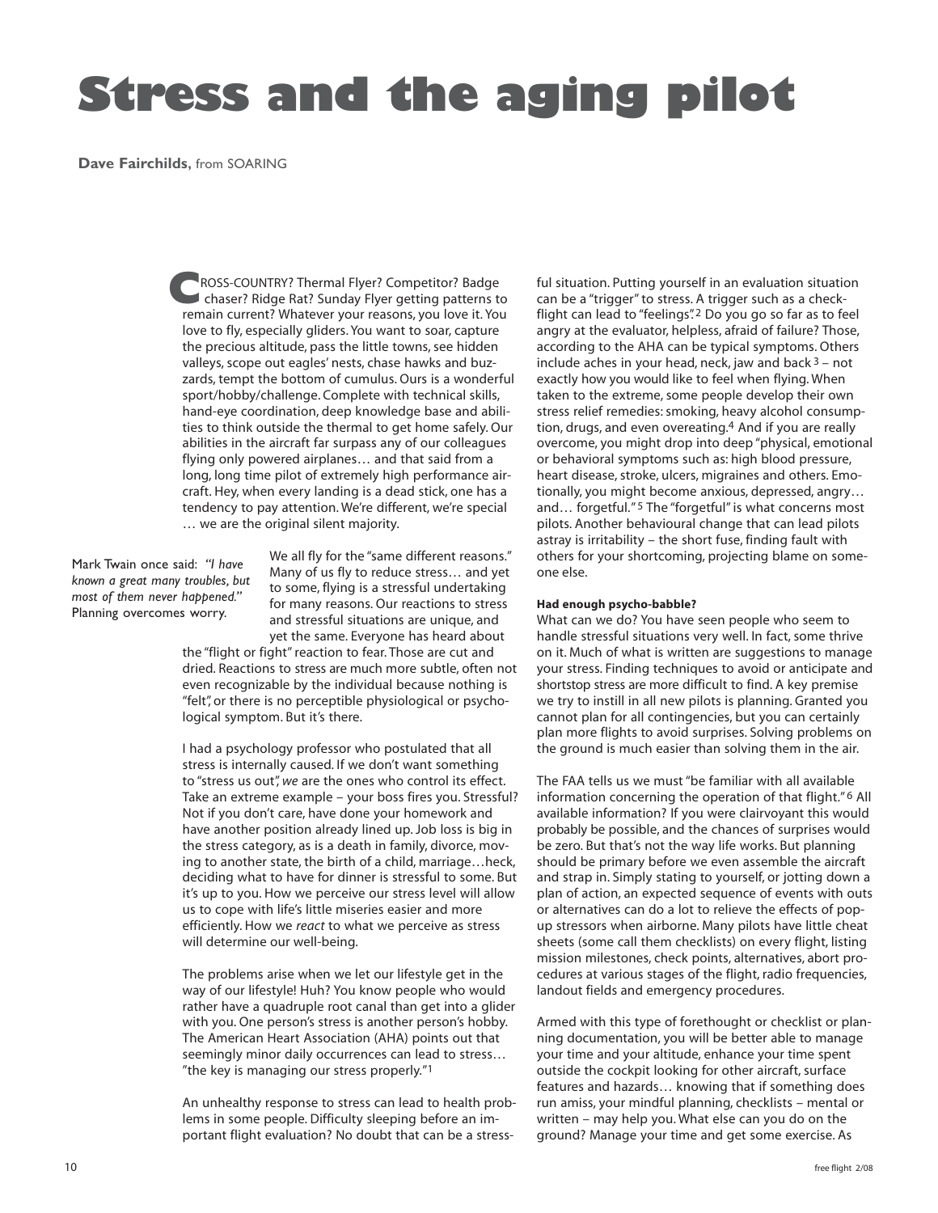# Stress and the aging pilot

**Dave Fairchilds,** from SOARING

CROSS-COUNTRY? Thermal Flyer? Competitor? Badge chaser? Ridge Rat? Sunday Flyer getting patterns to remain current? Whatever your reasons, you love it. You love to fly, especially gliders. You want to soar, capture the precious altitude, pass the little towns, see hidden valleys, scope out eagles' nests, chase hawks and buzzards, tempt the bottom of cumulus. Ours is a wonderful sport/hobby/challenge. Complete with technical skills, hand-eye coordination, deep knowledge base and abilities to think outside the thermal to get home safely. Our abilities in the aircraft far surpass any of our colleagues flying only powered airplanes… and that said from a long, long time pilot of extremely high performance aircraft. Hey, when every landing is a dead stick, one has a tendency to pay attention. We're different, we're special … we are the original silent majority.

Mark Twain once said: *"I have known a great many troubles, but most of them never happened."* Planning overcomes worry.

We all fly for the "same different reasons." Many of us fly to reduce stress… and yet to some, flying is a stressful undertaking for many reasons. Our reactions to stress and stressful situations are unique, and yet the same. Everyone has heard about the "flight or fight" reaction to fear. Those are cut and dried. Reactions to stress are much more subtle, often not even recognizable by the individual because nothing is "felt", or there is no perceptible physiological or psychological symptom. But it's there.

I had a psychology professor who postulated that all stress is internally caused. If we don't want something to "stress us out", *we* are the ones who control its effect. Take an extreme example – your boss fires you. Stressful? Not if you don't care, have done your homework and have another position already lined up. Job loss is big in the stress category, as is a death in family, divorce, moving to another state, the birth of a child, marriage…heck, deciding what to have for dinner is stressful to some. But it's up to you. How we perceive our stress level will allow us to cope with life's little miseries easier and more efficiently. How we *react* to what we perceive as stress will determine our well-being.

The problems arise when we let our lifestyle get in the way of our lifestyle! Huh? You know people who would rather have a quadruple root canal than get into a glider with you. One person's stress is another person's hobby. The American Heart Association (AHA) points out that seemingly minor daily occurrences can lead to stress… "the key is managing our stress properly."[1]

An unhealthy response to stress can lead to health problems in some people. Difficulty sleeping before an important flight evaluation? No doubt that can be a stressful situation. Putting yourself in an evaluation situation can be a "trigger" to stress. A trigger such as a checkflight can lead to "feelings".[2] Do you go so far as to feel angry at the evaluator, helpless, afraid of failure? Those, according to the AHA can be typical symptoms. Others include aches in your head, neck, jaw and back[3] – not exactly how you would like to feel when flying. When taken to the extreme, some people develop their own stress relief remedies: smoking, heavy alcohol consumption, drugs, and even overeating.[4] And if you are really overcome, you might drop into deep "physical, emotional or behavioral symptoms such as: high blood pressure, heart disease, stroke, ulcers, migraines and others. Emotionally, you might become anxious, depressed, angry… and… forgetful."[5] The "forgetful" is what concerns most pilots. Another behavioural change that can lead pilots astray is irritability – the short fuse, finding fault with others for your shortcoming, projecting blame on someone else.

**Had enough psycho-babble?**

What can we do? You have seen people who seem to handle stressful situations very well. In fact, some thrive on it. Much of what is written are suggestions to manage your stress. Finding techniques to avoid or anticipate and shortstop stress are more difficult to find. A key premise we try to instill in all new pilots is planning. Granted you cannot plan for all contingencies, but you can certainly plan more flights to avoid surprises. Solving problems on the ground is much easier than solving them in the air.

The FAA tells us we must "be familiar with all available information concerning the operation of that flight."[6] All available information? If you were clairvoyant this would probably be possible, and the chances of surprises would be zero. But that's not the way life works. But planning should be primary before we even assemble the aircraft and strap in. Simply stating to yourself, or jotting down a plan of action, an expected sequence of events with outs or alternatives can do a lot to relieve the effects of pop-up stressors when airborne. Many pilots have little cheat sheets (some call them checklists) on every flight, listing mission milestones, check points, alternatives, abort procedures at various stages of the flight, radio frequencies, landout fields and emergency procedures.

Armed with this type of forethought or checklist or planning documentation, you will be better able to manage your time and your altitude, enhance your time spent outside the cockpit looking for other aircraft, surface features and hazards… knowing that if something does run amiss, your mindful planning, checklists – mental or written – may help you. What else can you do on the ground? Manage your time and get some exercise. As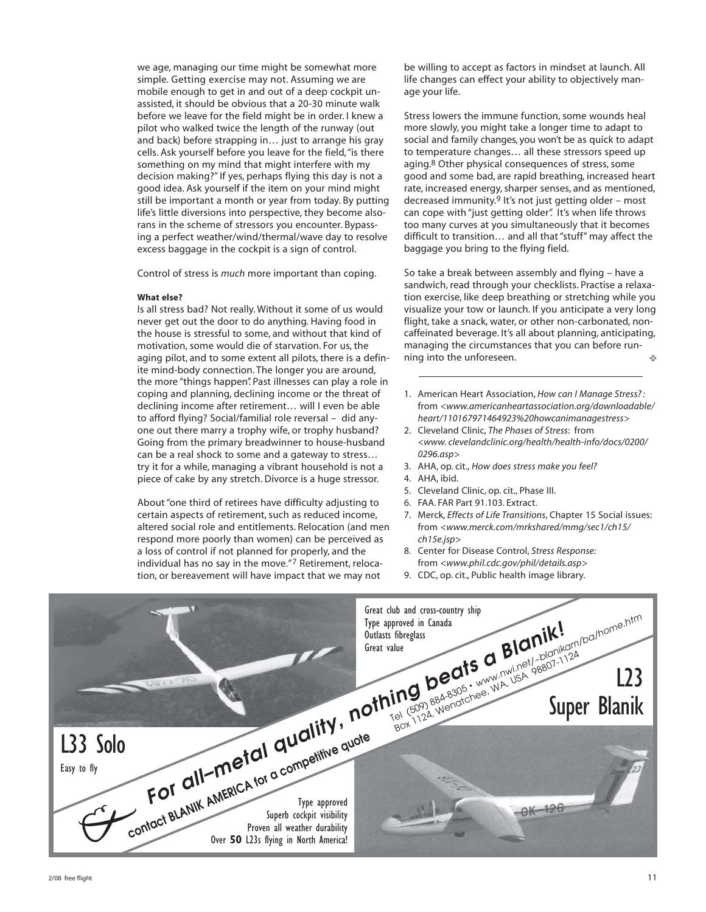we age, managing our time might be somewhat more simple. Getting exercise may not. Assuming we are mobile enough to get in and out of a deep cockpit unassisted, it should be obvious that a 20-30 minute walk before we leave for the field might be in order. I knew a pilot who walked twice the length of the runway (out and back) before strapping in… just to arrange his gray cells. Ask yourself before you leave for the field, "is there something on my mind that might interfere with my decision making?" If yes, perhaps flying this day is not a good idea. Ask yourself if the item on your mind might still be important a month or year from today. By putting life's little diversions into perspective, they become alsorans in the scheme of stressors you encounter. Bypassing a perfect weather/wind/thermal/wave day to resolve excess baggage in the cockpit is a sign of control.

Control of stress is *much* more important than coping.

**What else?**

Is all stress bad? Not really. Without it some of us would never get out the door to do anything. Having food in the house is stressful to some, and without that kind of motivation, some would die of starvation. For us, the aging pilot, and to some extent all pilots, there is a definite mind-body connection. The longer you are around, the more "things happen". Past illnesses can play a role in coping and planning, declining income or the threat of declining income after retirement… will I even be able to afford flying? Social/familial role reversal – did anyone out there marry a trophy wife, or trophy husband? Going from the primary breadwinner to house-husband can be a real shock to some and a gateway to stress… try it for a while, managing a vibrant household is not a piece of cake by any stretch. Divorce is a huge stressor.

About "one third of retirees have difficulty adjusting to certain aspects of retirement, such as reduced income, altered social role and entitlements. Relocation (and men respond more poorly than women) can be perceived as a loss of control if not planned for properly, and the individual has no say in the move."[7] Retirement, relocation, or bereavement will have impact that we may not be willing to accept as factors in mindset at launch. All life changes can effect your ability to objectively manage your life.

Stress lowers the immune function, some wounds heal more slowly, you might take a longer time to adapt to social and family changes, you won't be as quick to adapt to temperature changes… all these stressors speed up aging.[8] Other physical consequences of stress, some good and some bad, are rapid breathing, increased heart rate, increased energy, sharper senses, and as mentioned, decreased immunity.[9] It's not just getting older – most can cope with "just getting older". It's when life throws too many curves at you simultaneously that it becomes difficult to transition… and all that "stuff" may affect the baggage you bring to the flying field.

So take a break between assembly and flying – have a sandwich, read through your checklists. Practise a relaxation exercise, like deep breathing or stretching while you visualize your tow or launch. If you anticipate a very long flight, take a snack, water, or other non-carbonated, non-caffeinated beverage. It's all about planning, anticipating, managing the circumstances that you can before running into the unforeseen. ❖

---

1. American Heart Association, *How can I Manage Stress?* : from *<www.americanheartassociation.org/downloadable/heart/1101679714649 23%20howcanimanagestress>*
2. Cleveland Clinic, *The Phases of Stress*: from *<www. clevelandclinic.org/health/health-info/docs/0200/0296.asp>*
3. AHA, op. cit., *How does stress make you feel?*
4. AHA, ibid.
5. Cleveland Clinic, op. cit., Phase III.
6. FAA. FAR Part 91.103. Extract.
7. Merck, *Effects of Life Transitions*, Chapter 15 Social issues: from *<www.merck.com/mrkshared/mmg/sec1/ch15/ch15e.jsp>*
8. Center for Disease Control, *Stress Response:* from *<www.phil.cdc.gov/phil/details.asp>*
9. CDC, op. cit., Public health image library.

---

Great club and cross-country ship
Type approved in Canada
Outlasts fibreglass
Great value

**nothing beats a Blanik!**

Tel (509) 884-8305 • www.nwi.net/~blanikam/ba/home.htm
Box 1124, Wenatchee, WA, USA 98807-1124

L23 Super Blanik

L33 Solo

Easy to fly

**For all-metal quality,**

contact BLANIK AMERICA for a competitive quote

Type approved
Superb cockpit visibility
Proven all weather durability
Over **50** L23s flying in North America!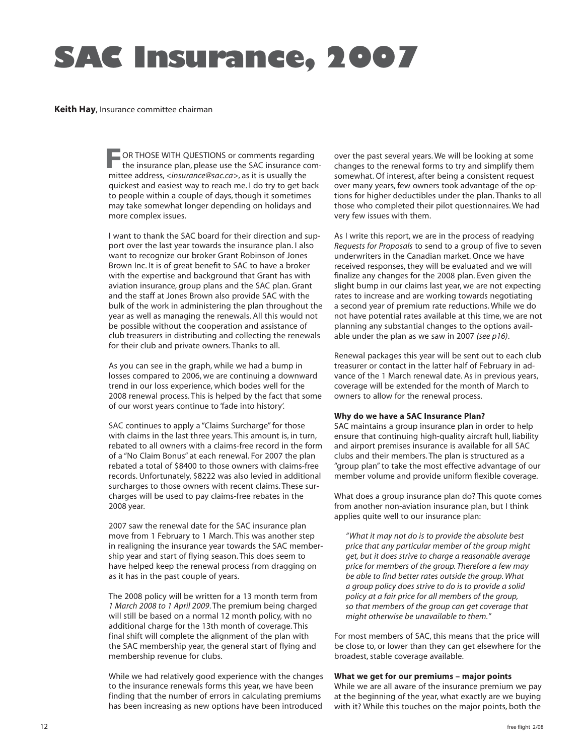# SAC Insurance, 2007

**Keith Hay**, Insurance committee chairman

FOR THOSE WITH QUESTIONS or comments regarding the insurance plan, please use the SAC insurance committee address, <*insurance@sac.ca*>, as it is usually the quickest and easiest way to reach me. I do try to get back to people within a couple of days, though it sometimes may take somewhat longer depending on holidays and more complex issues.

I want to thank the SAC board for their direction and support over the last year towards the insurance plan. I also want to recognize our broker Grant Robinson of Jones Brown Inc. It is of great benefit to SAC to have a broker with the expertise and background that Grant has with aviation insurance, group plans and the SAC plan. Grant and the staff at Jones Brown also provide SAC with the bulk of the work in administering the plan throughout the year as well as managing the renewals. All this would not be possible without the cooperation and assistance of club treasurers in distributing and collecting the renewals for their club and private owners. Thanks to all.

As you can see in the graph, while we had a bump in losses compared to 2006, we are continuing a downward trend in our loss experience, which bodes well for the 2008 renewal process. This is helped by the fact that some of our worst years continue to 'fade into history'.

SAC continues to apply a "Claims Surcharge" for those with claims in the last three years. This amount is, in turn, rebated to all owners with a claims-free record in the form of a "No Claim Bonus" at each renewal. For 2007 the plan rebated a total of $8400 to those owners with claims-free records. Unfortunately, $8222 was also levied in additional surcharges to those owners with recent claims. These surcharges will be used to pay claims-free rebates in the 2008 year.

2007 saw the renewal date for the SAC insurance plan move from 1 February to 1 March. This was another step in realigning the insurance year towards the SAC membership year and start of flying season. This does seem to have helped keep the renewal process from dragging on as it has in the past couple of years.

The 2008 policy will be written for a 13 month term from *1 March 2008 to 1 April 2009*. The premium being charged will still be based on a normal 12 month policy, with no additional charge for the 13th month of coverage. This final shift will complete the alignment of the plan with the SAC membership year, the general start of flying and membership revenue for clubs.

While we had relatively good experience with the changes to the insurance renewals forms this year, we have been finding that the number of errors in calculating premiums has been increasing as new options have been introduced over the past several years. We will be looking at some changes to the renewal forms to try and simplify them somewhat. Of interest, after being a consistent request over many years, few owners took advantage of the options for higher deductibles under the plan. Thanks to all those who completed their pilot questionnaires. We had very few issues with them.

As I write this report, we are in the process of readying *Requests for Proposals* to send to a group of five to seven underwriters in the Canadian market. Once we have received responses, they will be evaluated and we will finalize any changes for the 2008 plan. Even given the slight bump in our claims last year, we are not expecting rates to increase and are working towards negotiating a second year of premium rate reductions. While we do not have potential rates available at this time, we are not planning any substantial changes to the options available under the plan as we saw in 2007 *(see p16)*.

Renewal packages this year will be sent out to each club treasurer or contact in the latter half of February in advance of the 1 March renewal date. As in previous years, coverage will be extended for the month of March to owners to allow for the renewal process.

**Why do we have a SAC Insurance Plan?**

SAC maintains a group insurance plan in order to help ensure that continuing high-quality aircraft hull, liability and airport premises insurance is available for all SAC clubs and their members. The plan is structured as a "group plan" to take the most effective advantage of our member volume and provide uniform flexible coverage.

What does a group insurance plan do? This quote comes from another non-aviation insurance plan, but I think applies quite well to our insurance plan:

> *"What it may not do is to provide the absolute best price that any particular member of the group might get, but it does strive to charge a reasonable average price for members of the group. Therefore a few may be able to find better rates outside the group. What a group policy does strive to do is to provide a solid policy at a fair price for all members of the group, so that members of the group can get coverage that might otherwise be unavailable to them."*

For most members of SAC, this means that the price will be close to, or lower than they can get elsewhere for the broadest, stable coverage available.

**What we get for our premiums – major points**

While we are all aware of the insurance premium we pay at the beginning of the year, what exactly are we buying with it? While this touches on the major points, both the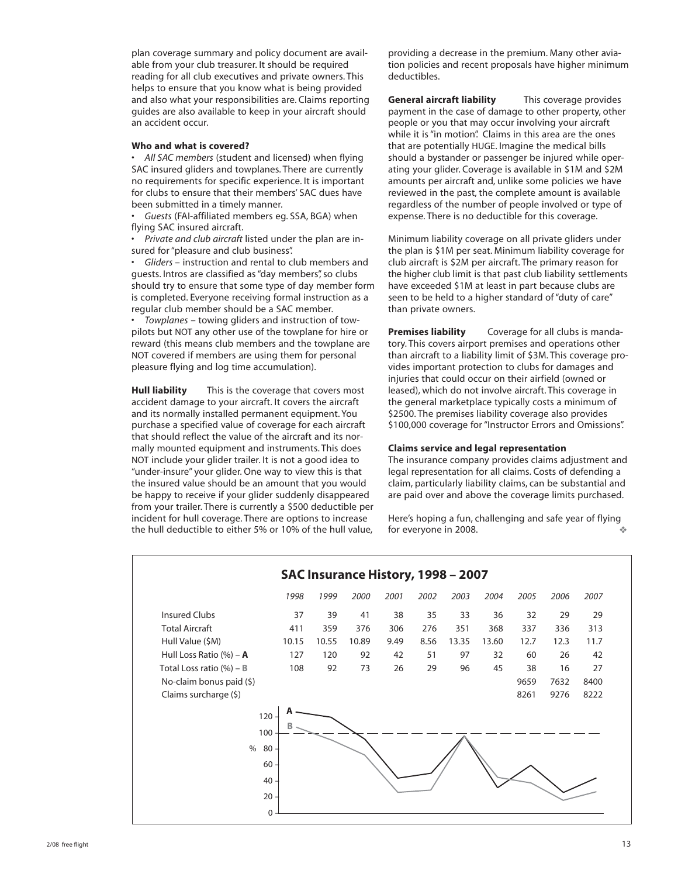plan coverage summary and policy document are available from your club treasurer. It should be required reading for all club executives and private owners. This helps to ensure that you know what is being provided and also what your responsibilities are. Claims reporting guides are also available to keep in your aircraft should an accident occur.

**Who and what is covered?**

- *All SAC members* (student and licensed) when flying SAC insured gliders and towplanes. There are currently no requirements for specific experience. It is important for clubs to ensure that their members' SAC dues have been submitted in a timely manner.
- *Guests* (FAI-affiliated members eg. SSA, BGA) when flying SAC insured aircraft.
- *Private and club aircraft* listed under the plan are insured for "pleasure and club business".
- *Gliders* – instruction and rental to club members and guests. Intros are classified as "day members", so clubs should try to ensure that some type of day member form is completed. Everyone receiving formal instruction as a regular club member should be a SAC member.
- *Towplanes* – towing gliders and instruction of towpilots but NOT any other use of the towplane for hire or reward (this means club members and the towplane are NOT covered if members are using them for personal pleasure flying and log time accumulation).

**Hull liability** This is the coverage that covers most accident damage to your aircraft. It covers the aircraft and its normally installed permanent equipment. You purchase a specified value of coverage for each aircraft that should reflect the value of the aircraft and its normally mounted equipment and instruments. This does NOT include your glider trailer. It is not a good idea to "under-insure" your glider. One way to view this is that the insured value should be an amount that you would be happy to receive if your glider suddenly disappeared from your trailer. There is currently a $500 deductible per incident for hull coverage. There are options to increase the hull deductible to either 5% or 10% of the hull value, providing a decrease in the premium. Many other aviation policies and recent proposals have higher minimum deductibles.

**General aircraft liability** This coverage provides payment in the case of damage to other property, other people or you that may occur involving your aircraft while it is "in motion". Claims in this area are the ones that are potentially HUGE. Imagine the medical bills should a bystander or passenger be injured while operating your glider. Coverage is available in $1M and $2M amounts per aircraft and, unlike some policies we have reviewed in the past, the complete amount is available regardless of the number of people involved or type of expense. There is no deductible for this coverage.

Minimum liability coverage on all private gliders under the plan is $1M per seat. Minimum liability coverage for club aircraft is $2M per aircraft. The primary reason for the higher club limit is that past club liability settlements have exceeded $1M at least in part because clubs are seen to be held to a higher standard of "duty of care" than private owners.

**Premises liability** Coverage for all clubs is mandatory. This covers airport premises and operations other than aircraft to a liability limit of $3M. This coverage provides important protection to clubs for damages and injuries that could occur on their airfield (owned or leased), which do not involve aircraft. This coverage in the general marketplace typically costs a minimum of $2500. The premises liability coverage also provides $100,000 coverage for "Instructor Errors and Omissions".

**Claims service and legal representation**

The insurance company provides claims adjustment and legal representation for all claims. Costs of defending a claim, particularly liability claims, can be substantial and are paid over and above the coverage limits purchased.

Here's hoping a fun, challenging and safe year of flying for everyone in 2008. ❖

## SAC Insurance History, 1998 – 2007

| | 1998 | 1999 | 2000 | 2001 | 2002 | 2003 | 2004 | 2005 | 2006 | 2007 |
|---|---|---|---|---|---|---|---|---|---|---|
| Insured Clubs | 37 | 39 | 41 | 38 | 35 | 33 | 36 | 32 | 29 | 29 |
| Total Aircraft | 411 | 359 | 376 | 306 | 276 | 351 | 368 | 337 | 336 | 313 |
| Hull Value ($M) | 10.15 | 10.55 | 10.89 | 9.49 | 8.56 | 13.35 | 13.60 | 12.7 | 12.3 | 11.7 |
| Hull Loss Ratio (%) – **A** | 127 | 120 | 92 | 42 | 51 | 97 | 32 | 60 | 26 | 42 |
| Total Loss ratio (%) – **B** | 108 | 92 | 73 | 26 | 29 | 96 | 45 | 38 | 16 | 27 |
| No-claim bonus paid ($) | | | | | | | | 9659 | 7632 | 8400 |
| Claims surcharge ($) | | | | | | | | 8261 | 9276 | 8222 |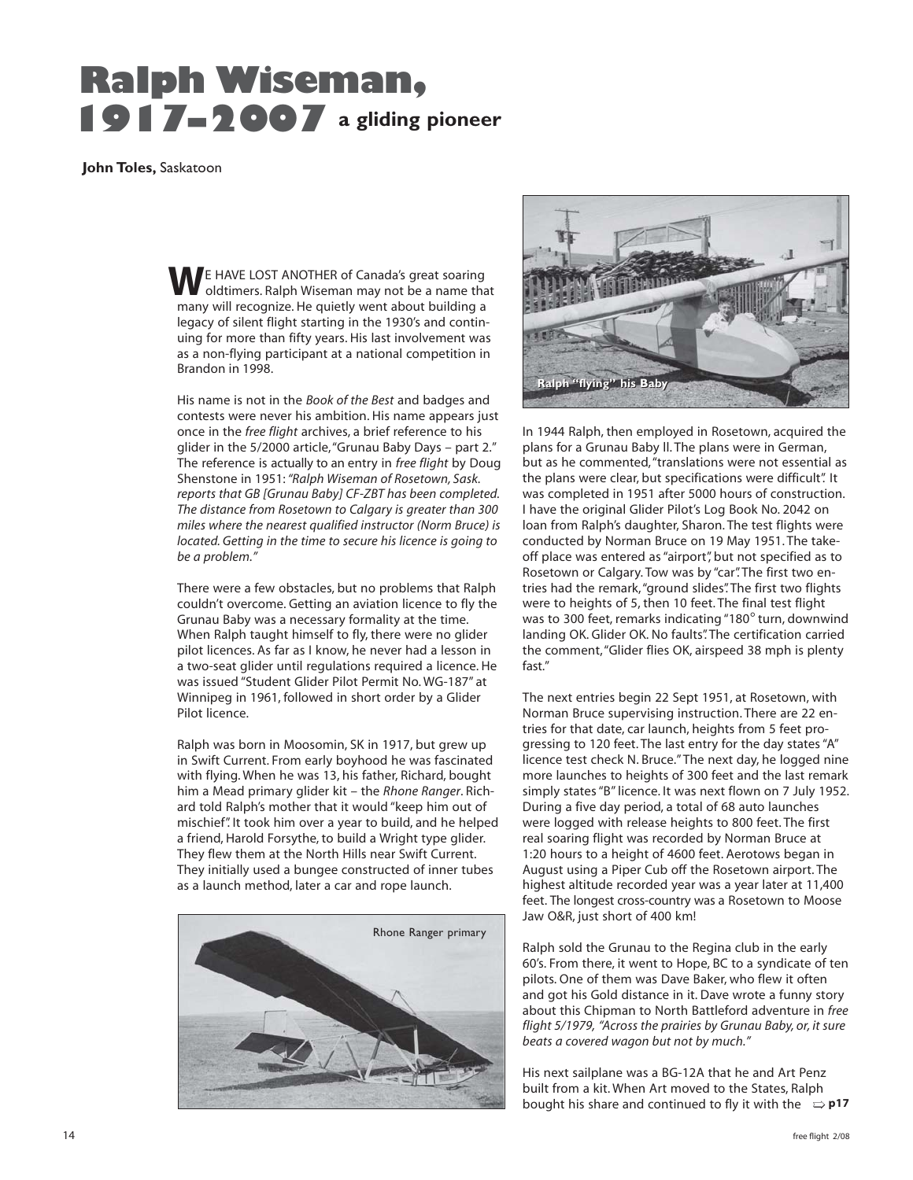# Ralph Wiseman, 1917–2007 a gliding pioneer

**John Toles,** Saskatoon

WE HAVE LOST ANOTHER of Canada's great soaring oldtimers. Ralph Wiseman may not be a name that many will recognize. He quietly went about building a legacy of silent flight starting in the 1930's and continuing for more than fifty years. His last involvement was as a non-flying participant at a national competition in Brandon in 1998.

His name is not in the *Book of the Best* and badges and contests were never his ambition. His name appears just once in the *free flight* archives, a brief reference to his glider in the 5/2000 article, "Grunau Baby Days – part 2." The reference is actually to an entry in *free flight* by Doug Shenstone in 1951: *"Ralph Wiseman of Rosetown, Sask. reports that GB [Grunau Baby] CF-ZBT has been completed. The distance from Rosetown to Calgary is greater than 300 miles where the nearest qualified instructor (Norm Bruce) is located. Getting in the time to secure his licence is going to be a problem."*

There were a few obstacles, but no problems that Ralph couldn't overcome. Getting an aviation licence to fly the Grunau Baby was a necessary formality at the time. When Ralph taught himself to fly, there were no glider pilot licences. As far as I know, he never had a lesson in a two-seat glider until regulations required a licence. He was issued "Student Glider Pilot Permit No. WG-187" at Winnipeg in 1961, followed in short order by a Glider Pilot licence.

Ralph was born in Moosomin, SK in 1917, but grew up in Swift Current. From early boyhood he was fascinated with flying. When he was 13, his father, Richard, bought him a Mead primary glider kit – the *Rhone Ranger*. Richard told Ralph's mother that it would "keep him out of mischief". It took him over a year to build, and he helped a friend, Harold Forsythe, to build a Wright type glider. They flew them at the North Hills near Swift Current. They initially used a bungee constructed of inner tubes as a launch method, later a car and rope launch.

Rhone Ranger primary

Ralph "flying" his Baby

In 1944 Ralph, then employed in Rosetown, acquired the plans for a Grunau Baby II. The plans were in German, but as he commented, "translations were not essential as the plans were clear, but specifications were difficult". It was completed in 1951 after 5000 hours of construction. I have the original Glider Pilot's Log Book No. 2042 on loan from Ralph's daughter, Sharon. The test flights were conducted by Norman Bruce on 19 May 1951. The take-off place was entered as "airport", but not specified as to Rosetown or Calgary. Tow was by "car". The first two entries had the remark, "ground slides". The first two flights were to heights of 5, then 10 feet. The final test flight was to 300 feet, remarks indicating "180° turn, downwind landing OK. Glider OK. No faults". The certification carried the comment, "Glider flies OK, airspeed 38 mph is plenty fast."

The next entries begin 22 Sept 1951, at Rosetown, with Norman Bruce supervising instruction. There are 22 entries for that date, car launch, heights from 5 feet progressing to 120 feet. The last entry for the day states "A" licence test check N. Bruce." The next day, he logged nine more launches to heights of 300 feet and the last remark simply states "B" licence. It was next flown on 7 July 1952. During a five day period, a total of 68 auto launches were logged with release heights to 800 feet. The first real soaring flight was recorded by Norman Bruce at 1:20 hours to a height of 4600 feet. Aerotows began in August using a Piper Cub off the Rosetown airport. The highest altitude recorded year was a year later at 11,400 feet. The longest cross-country was a Rosetown to Moose Jaw O&R, just short of 400 km!

Ralph sold the Grunau to the Regina club in the early 60's. From there, it went to Hope, BC to a syndicate of ten pilots. One of them was Dave Baker, who flew it often and got his Gold distance in it. Dave wrote a funny story about this Chipman to North Battleford adventure in *free flight 5/1979, "Across the prairies by Grunau Baby, or, it sure beats a covered wagon but not by much."*

His next sailplane was a BG-12A that he and Art Penz built from a kit. When Art moved to the States, Ralph bought his share and continued to fly it with the ⇨ p17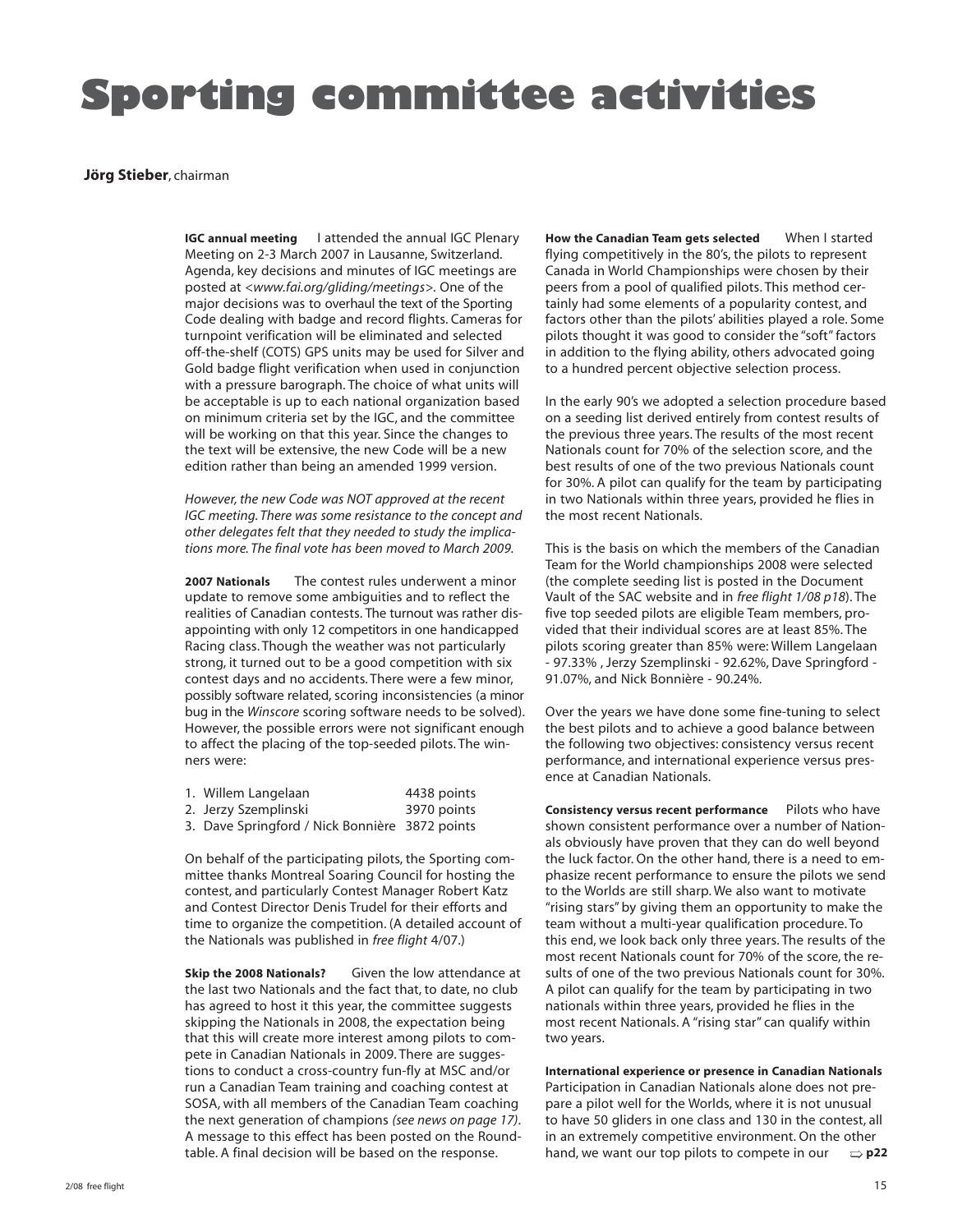# Sporting committee activities

**Jörg Stieber**, chairman

**IGC annual meeting** I attended the annual IGC Plenary Meeting on 2-3 March 2007 in Lausanne, Switzerland. Agenda, key decisions and minutes of IGC meetings are posted at <*www.fai.org/gliding/meetings*>. One of the major decisions was to overhaul the text of the Sporting Code dealing with badge and record flights. Cameras for turnpoint verification will be eliminated and selected off-the-shelf (COTS) GPS units may be used for Silver and Gold badge flight verification when used in conjunction with a pressure barograph. The choice of what units will be acceptable is up to each national organization based on minimum criteria set by the IGC, and the committee will be working on that this year. Since the changes to the text will be extensive, the new Code will be a new edition rather than being an amended 1999 version.

*However, the new Code was NOT approved at the recent IGC meeting. There was some resistance to the concept and other delegates felt that they needed to study the implications more. The final vote has been moved to March 2009.*

**2007 Nationals** The contest rules underwent a minor update to remove some ambiguities and to reflect the realities of Canadian contests. The turnout was rather disappointing with only 12 competitors in one handicapped Racing class. Though the weather was not particularly strong, it turned out to be a good competition with six contest days and no accidents. There were a few minor, possibly software related, scoring inconsistencies (a minor bug in the *Winscore* scoring software needs to be solved). However, the possible errors were not significant enough to affect the placing of the top-seeded pilots. The winners were:

1. Willem Langelaan 4438 points
2. Jerzy Szemplinski 3970 points
3. Dave Springford / Nick Bonnière 3872 points

On behalf of the participating pilots, the Sporting committee thanks Montreal Soaring Council for hosting the contest, and particularly Contest Manager Robert Katz and Contest Director Denis Trudel for their efforts and time to organize the competition. (A detailed account of the Nationals was published in *free flight* 4/07.)

**Skip the 2008 Nationals?** Given the low attendance at the last two Nationals and the fact that, to date, no club has agreed to host it this year, the committee suggests skipping the Nationals in 2008, the expectation being that this will create more interest among pilots to compete in Canadian Nationals in 2009. There are suggestions to conduct a cross-country fun-fly at MSC and/or run a Canadian Team training and coaching contest at SOSA, with all members of the Canadian Team coaching the next generation of champions *(see news on page 17)*. A message to this effect has been posted on the Roundtable. A final decision will be based on the response.

**How the Canadian Team gets selected** When I started flying competitively in the 80's, the pilots to represent Canada in World Championships were chosen by their peers from a pool of qualified pilots. This method certainly had some elements of a popularity contest, and factors other than the pilots' abilities played a role. Some pilots thought it was good to consider the "soft" factors in addition to the flying ability, others advocated going to a hundred percent objective selection process.

In the early 90's we adopted a selection procedure based on a seeding list derived entirely from contest results of the previous three years. The results of the most recent Nationals count for 70% of the selection score, and the best results of one of the two previous Nationals count for 30%. A pilot can qualify for the team by participating in two Nationals within three years, provided he flies in the most recent Nationals.

This is the basis on which the members of the Canadian Team for the World championships 2008 were selected (the complete seeding list is posted in the Document Vault of the SAC website and in *free flight 1/08 p18*). The five top seeded pilots are eligible Team members, provided that their individual scores are at least 85%. The pilots scoring greater than 85% were: Willem Langelaan - 97.33% , Jerzy Szemplinski - 92.62%, Dave Springford - 91.07%, and Nick Bonnière - 90.24%.

Over the years we have done some fine-tuning to select the best pilots and to achieve a good balance between the following two objectives: consistency versus recent performance, and international experience versus presence at Canadian Nationals.

**Consistency versus recent performance** Pilots who have shown consistent performance over a number of Nationals obviously have proven that they can do well beyond the luck factor. On the other hand, there is a need to emphasize recent performance to ensure the pilots we send to the Worlds are still sharp. We also want to motivate "rising stars" by giving them an opportunity to make the team without a multi-year qualification procedure. To this end, we look back only three years. The results of the most recent Nationals count for 70% of the score, the results of one of the two previous Nationals count for 30%. A pilot can qualify for the team by participating in two nationals within three years, provided he flies in the most recent Nationals. A "rising star" can qualify within two years.

**International experience or presence in Canadian Nationals** Participation in Canadian Nationals alone does not prepare a pilot well for the Worlds, where it is not unusual to have 50 gliders in one class and 130 in the contest, all in an extremely competitive environment. On the other hand, we want our top pilots to compete in our ⇨ **p22**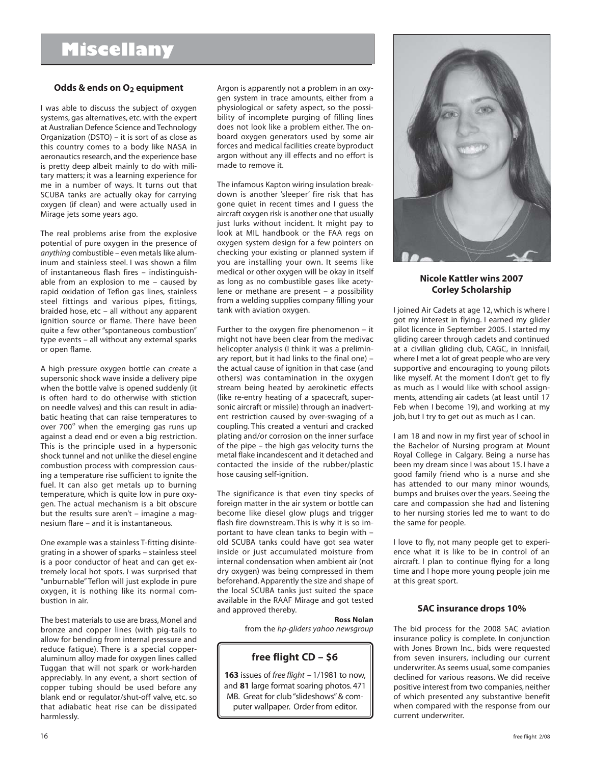# Miscellany

### Odds & ends on $O_2$ equipment

I was able to discuss the subject of oxygen systems, gas alternatives, etc. with the expert at Australian Defence Science and Technology Organization (DSTO) – it is sort of as close as this country comes to a body like NASA in aeronautics research, and the experience base is pretty deep albeit mainly to do with military matters; it was a learning experience for me in a number of ways. It turns out that SCUBA tanks are actually okay for carrying oxygen (if clean) and were actually used in Mirage jets some years ago.

The real problems arise from the explosive potential of pure oxygen in the presence of *anything* combustible – even metals like aluminum and stainless steel. I was shown a film of instantaneous flash fires – indistinguishable from an explosion to me – caused by rapid oxidation of Teflon gas lines, stainless steel fittings and various pipes, fittings, braided hose, etc – all without any apparent ignition source or flame. There have been quite a few other "spontaneous combustion" type events – all without any external sparks or open flame.

A high pressure oxygen bottle can create a supersonic shock wave inside a delivery pipe when the bottle valve is opened suddenly (it is often hard to do otherwise with stiction on needle valves) and this can result in adiabatic heating that can raise temperatures to over 700° when the emerging gas runs up against a dead end or even a big restriction. This is the principle used in a hypersonic shock tunnel and not unlike the diesel engine combustion process with compression causing a temperature rise sufficient to ignite the fuel. It can also get metals up to burning temperature, which is quite low in pure oxygen. The actual mechanism is a bit obscure but the results sure aren't – imagine a magnesium flare – and it is instantaneous.

One example was a stainless T-fitting disintegrating in a shower of sparks – stainless steel is a poor conductor of heat and can get extremely local hot spots. I was surprised that "unburnable" Teflon will just explode in pure oxygen, it is nothing like its normal combustion in air.

The best materials to use are brass, Monel and bronze and copper lines (with pig-tails to allow for bending from internal pressure and reduce fatigue). There is a special copper-aluminum alloy made for oxygen lines called Tuggan that will not spark or work-harden appreciably. In any event, a short section of copper tubing should be used before any blank end or regulator/shut-off valve, etc. so that adiabatic heat rise can be dissipated harmlessly.

Argon is apparently not a problem in an oxygen system in trace amounts, either from a physiological or safety aspect, so the possibility of incomplete purging of filling lines does not look like a problem either. The on-board oxygen generators used by some air forces and medical facilities create byproduct argon without any ill effects and no effort is made to remove it.

The infamous Kapton wiring insulation breakdown is another 'sleeper' fire risk that has gone quiet in recent times and I guess the aircraft oxygen risk is another one that usually just lurks without incident. It might pay to look at MIL handbook or the FAA regs on oxygen system design for a few pointers on checking your existing or planned system if you are installing your own. It seems like medical or other oxygen will be okay in itself as long as no combustible gases like acetylene or methane are present – a possibility from a welding supplies company filling your tank with aviation oxygen.

Further to the oxygen fire phenomenon – it might not have been clear from the medivac helicopter analysis (I think it was a preliminary report, but it had links to the final one) – the actual cause of ignition in that case (and others) was contamination in the oxygen stream being heated by aerokinetic effects (like re-entry heating of a spacecraft, supersonic aircraft or missile) through an inadvertent restriction caused by over-swaging of a coupling. This created a venturi and cracked plating and/or corrosion on the inner surface of the pipe – the high gas velocity turns the metal flake incandescent and it detached and contacted the inside of the rubber/plastic hose causing self-ignition.

The significance is that even tiny specks of foreign matter in the air system or bottle can become like diesel glow plugs and trigger flash fire downstream. This is why it is so important to have clean tanks to begin with – old SCUBA tanks could have got sea water inside or just accumulated moisture from internal condensation when ambient air (not dry oxygen) was being compressed in them beforehand. Apparently the size and shape of the local SCUBA tanks just suited the space available in the RAAF Mirage and got tested and approved thereby.

**Ross Nolan**
from the *hp-gliders yahoo newsgroup*

### free flight CD – $6

**163** issues of *free flight* – 1/1981 to now, and **81** large format soaring photos. 471 MB. Great for club "slideshows" & computer wallpaper. Order from editor.

### Nicole Kattler wins 2007 Corley Scholarship

I joined Air Cadets at age 12, which is where I got my interest in flying. I earned my glider pilot licence in September 2005. I started my gliding career through cadets and continued at a civilian gliding club, CAGC, in Innisfail, where I met a lot of great people who are very supportive and encouraging to young pilots like myself. At the moment I don't get to fly as much as I would like with school assignments, attending air cadets (at least until 17 Feb when I become 19), and working at my job, but I try to get out as much as I can.

I am 18 and now in my first year of school in the Bachelor of Nursing program at Mount Royal College in Calgary. Being a nurse has been my dream since I was about 15. I have a good family friend who is a nurse and she has attended to our many minor wounds, bumps and bruises over the years. Seeing the care and compassion she had and listening to her nursing stories led me to want to do the same for people.

I love to fly, not many people get to experience what it is like to be in control of an aircraft. I plan to continue flying for a long time and I hope more young people join me at this great sport.

### SAC insurance drops 10%

The bid process for the 2008 SAC aviation insurance policy is complete. In conjunction with Jones Brown Inc., bids were requested from seven insurers, including our current underwriter. As seems usual, some companies declined for various reasons. We did receive positive interest from two companies, neither of which presented any substantive benefit when compared with the response from our current underwriter.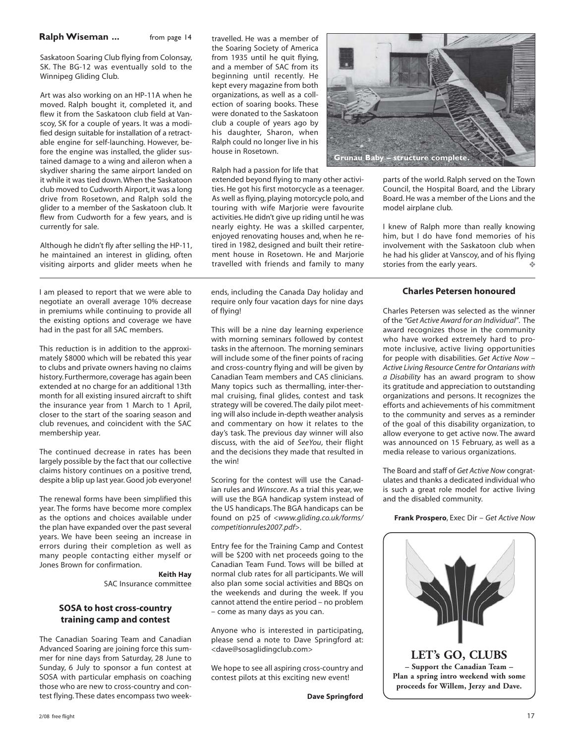**Ralph Wiseman ...** from page 14

Saskatoon Soaring Club flying from Colonsay, SK. The BG-12 was eventually sold to the Winnipeg Gliding Club.

Art was also working on an HP-11A when he moved. Ralph bought it, completed it, and flew it from the Saskatoon club field at Vanscoy, SK for a couple of years. It was a modified design suitable for installation of a retractable engine for self-launching. However, before the engine was installed, the glider sustained damage to a wing and aileron when a skydiver sharing the same airport landed on it while it was tied down. When the Saskatoon club moved to Cudworth Airport, it was a long drive from Rosetown, and Ralph sold the glider to a member of the Saskatoon club. It flew from Cudworth for a few years, and is currently for sale.

Although he didn't fly after selling the HP-11, he maintained an interest in gliding, often visiting airports and glider meets when he travelled. He was a member of the Soaring Society of America from 1935 until he quit flying, and a member of SAC from its beginning until recently. He kept every magazine from both organizations, as well as a collection of soaring books. These were donated to the Saskatoon club a couple of years ago by his daughter, Sharon, when Ralph could no longer live in his house in Rosetown.

Grunau Baby – structure complete.

Ralph had a passion for life that extended beyond flying to many other activities. He got his first motorcycle as a teenager. As well as flying, playing motorcycle polo, and touring with wife Marjorie were favourite activities. He didn't give up riding until he was nearly eighty. He was a skilled carpenter, enjoyed renovating houses and, when he retired in 1982, designed and built their retirement house in Rosetown. He and Marjorie travelled with friends and family to many parts of the world. Ralph served on the Town Council, the Hospital Board, and the Library Board. He was a member of the Lions and the model airplane club.

I knew of Ralph more than really knowing him, but I do have fond memories of his involvement with the Saskatoon club when he had his glider at Vanscoy, and of his flying stories from the early years.

---

I am pleased to report that we were able to negotiate an overall average 10% decrease in premiums while continuing to provide all the existing options and coverage we have had in the past for all SAC members.

This reduction is in addition to the approximately $8000 which will be rebated this year to clubs and private owners having no claims history. Furthermore, coverage has again been extended at no charge for an additional 13th month for all existing insured aircraft to shift the insurance year from 1 March to 1 April, closer to the start of the soaring season and club revenues, and coincident with the SAC membership year.

The continued decrease in rates has been largely possible by the fact that our collective claims history continues on a positive trend, despite a blip up last year. Good job everyone!

The renewal forms have been simplified this year. The forms have become more complex as the options and choices available under the plan have expanded over the past several years. We have been seeing an increase in errors during their completion as well as many people contacting either myself or Jones Brown for confirmation.

**Keith Hay**
SAC Insurance committee

### SOSA to host cross-country training camp and contest

The Canadian Soaring Team and Canadian Advanced Soaring are joining force this summer for nine days from Saturday, 28 June to Sunday, 6 July to sponsor a fun contest at SOSA with particular emphasis on coaching those who are new to cross-country and contest flying. These dates encompass two weekends, including the Canada Day holiday and require only four vacation days for nine days of flying!

This will be a nine day learning experience with morning seminars followed by contest tasks in the afternoon. The morning seminars will include some of the finer points of racing and cross-country flying and will be given by Canadian Team members and CAS clinicians. Many topics such as thermalling, inter-thermal cruising, final glides, contest and task strategy will be covered. The daily pilot meeting will also include in-depth weather analysis and commentary on how it relates to the day's task. The previous day winner will also discuss, with the aid of *SeeYou*, their flight and the decisions they made that resulted in the win!

Scoring for the contest will use the Canadian rules and *Winscore*. As a trial this year, we will use the BGA handicap system instead of the US handicaps. The BGA handicaps can be found on p25 of <*www.gliding.co.uk/forms/competitionrules2007.pdf*>.

Entry fee for the Training Camp and Contest will be $200 with net proceeds going to the Canadian Team Fund. Tows will be billed at normal club rates for all participants. We will also plan some social activities and BBQs on the weekends and during the week. If you cannot attend the entire period – no problem – come as many days as you can.

Anyone who is interested in participating, please send a note to Dave Springford at: <dave@sosaglidingclub.com>

We hope to see all aspiring cross-country and contest pilots at this exciting new event!

**Dave Springford**

### Charles Petersen honoured

Charles Petersen was selected as the winner of the *"Get Active Award for an Individual"*. The award recognizes those in the community who have worked extremely hard to promote inclusive, active living opportunities for people with disabilities. *Get Active Now – Active Living Resource Centre for Ontarians with a Disability* has an award program to show its gratitude and appreciation to outstanding organizations and persons. It recognizes the efforts and achievements of his commitment to the community and serves as a reminder of the goal of this disability organization, to allow everyone to get active now. The award was announced on 15 February, as well as a media release to various organizations.

The Board and staff of *Get Active Now* congratulates and thanks a dedicated individual who is such a great role model for active living and the disabled community.

**Frank Prospero**, Exec Dir – *Get Active Now*

**LET's GO, CLUBS**
**– Support the Canadian Team –**
**Plan a spring intro weekend with some proceeds for Willem, Jerzy and Dave.**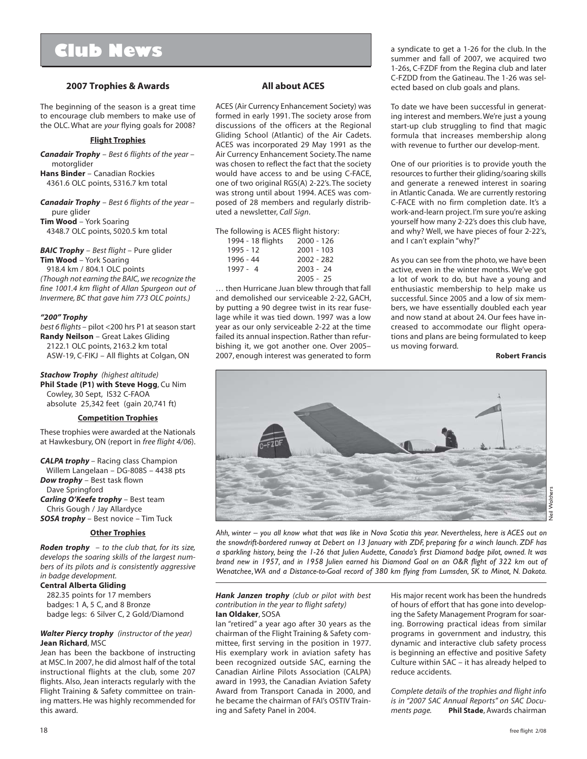# Club News

## 2007 Trophies & Awards

The beginning of the season is a great time to encourage club members to make use of the OLC. What are *your* flying goals for 2008?

### Flight Trophies

***Canadair Trophy*** – *Best 6 flights of the year* – motorglider
**Hans Binder** – Canadian Rockies
4361.6 OLC points, 5316.7 km total

***Canadair Trophy*** – *Best 6 flights of the year* – pure glider
**Tim Wood** – York Soaring
4348.7 OLC points, 5020.5 km total

***BAIC Trophy*** – *Best flight* – Pure glider
**Tim Wood** – York Soaring
918.4 km / 804.1 OLC points
*(Though not earning the BAIC, we recognize the fine 1001.4 km flight of Allan Spurgeon out of Invermere, BC that gave him 773 OLC points.)*

***"200" Trophy***
*best 6 flights* – pilot <200 hrs P1 at season start
**Randy Neilson** – Great Lakes Gliding
2122.1 OLC points, 2163.2 km total
ASW-19, C-FIKJ – All flights at Colgan, ON

***Stachow Trophy*** *(highest altitude)*
**Phil Stade (P1) with Steve Hogg**, Cu Nim
Cowley, 30 Sept, IS32 C-FAOA
absolute 25,342 feet (gain 20,741 ft)

### Competition Trophies

These trophies were awarded at the Nationals at Hawkesbury, ON (report in *free flight 4/06*).

***CALPA trophy*** – Racing class Champion
Willem Langelaan – DG-808S – 4438 pts
***Dow trophy*** – Best task flown
Dave Springford
***Carling O'Keefe trophy*** – Best team
Chris Gough / Jay Allardyce
***SOSA trophy*** – Best novice – Tim Tuck

### Other Trophies

***Roden trophy*** – *to the club that, for its size, develops the soaring skills of the largest numbers of its pilots and is consistently aggressive in badge development.*
**Central Alberta Gliding**
282.35 points for 17 members
badges: 1 A, 5 C, and 8 Bronze
badge legs: 6 Silver C, 2 Gold/Diamond

***Walter Piercy trophy*** *(instructor of the year)*
**Jean Richard**, MSC
Jean has been the backbone of instructing at MSC. In 2007, he did almost half of the total instructional flights at the club, some 207 flights. Also, Jean interacts regularly with the Flight Training & Safety committee on training matters. He was highly recommended for this award.

***Hank Janzen trophy*** *(club or pilot with best contribution in the year to flight safety)*
**Ian Oldaker**, SOSA
Ian "retired" a year ago after 30 years as the chairman of the Flight Training & Safety committee, first serving in the position in 1977. His exemplary work in aviation safety has been recognized outside SAC, earning the Canadian Airline Pilots Association (CALPA) award in 1993, the Canadian Aviation Safety Award from Transport Canada in 2000, and he became the chairman of FAI's OSTIV Training and Safety Panel in 2004.

His major recent work has been the hundreds of hours of effort that has gone into developing the Safety Management Program for soaring. Borrowing practical ideas from similar programs in government and industry, this dynamic and interactive club safety process is beginning an effective and positive Safety Culture within SAC – it has already helped to reduce accidents.

*Complete details of the trophies and flight info is in "2007 SAC Annual Reports" on SAC Documents page.* **Phil Stade**, Awards chairman

## All about ACES

ACES (Air Currency Enhancement Society) was formed in early 1991. The society arose from discussions of the officers at the Regional Gliding School (Atlantic) of the Air Cadets. ACES was incorporated 29 May 1991 as the Air Currency Enhancement Society. The name was chosen to reflect the fact that the society would have access to and be using C-FACE, one of two original RGS(A) 2-22's. The society was strong until about 1994. ACES was composed of 28 members and regularly distributed a newsletter, *Call Sign*.

The following is ACES flight history:

| | |
|---|---|
| 1994 - 18 flights | 2000 - 126 |
| 1995 - 12 | 2001 - 103 |
| 1996 - 44 | 2002 - 282 |
| 1997 - 4 | 2003 - 24 |
| | 2005 - 25 |

… then Hurricane Juan blew through that fall and demolished our serviceable 2-22, GACH, by putting a 90 degree twist in its rear fuselage while it was tied down. 1997 was a low year as our only serviceable 2-22 at the time failed its annual inspection. Rather than refurbishing it, we got another one. Over 2005–2007, enough interest was generated to form a syndicate to get a 1-26 for the club. In the summer and fall of 2007, we acquired two 1-26s, C-FZDF from the Regina club and later C-FZDD from the Gatineau. The 1-26 was selected based on club goals and plans.

To date we have been successful in generating interest and members. We're just a young start-up club struggling to find that magic formula that increases membership along with revenue to further our develop-ment.

One of our priorities is to provide youth the resources to further their gliding/soaring skills and generate a renewed interest in soaring in Atlantic Canada. We are currently restoring C-FACE with no firm completion date. It's a work-and-learn project. I'm sure you're asking yourself how many 2-22's does this club have, and why? Well, we have pieces of four 2-22's, and I can't explain "why?"

As you can see from the photo, we have been active, even in the winter months. We've got a lot of work to do, but have a young and enthusiastic membership to help make us successful. Since 2005 and a low of six members, we have essentially doubled each year and now stand at about 24. Our fees have increased to accommodate our flight operations and plans are being formulated to keep us moving forward.

**Robert Francis**

*Ahh, winter – you all know what that was like in Nova Scotia this year. Nevertheless, here is ACES out on the snowdrift-bordered runway at Debert on 13 January with ZDF, preparing for a winch launch. ZDF has a sparkling history, being the 1-26 that Julien Audette, Canada's first Diamond badge pilot, owned. It was brand new in 1957, and in 1958 Julien earned his Diamond Goal on an O&R flight of 322 km out of Wenatchee, WA and a Distance-to-Goal record of 380 km flying from Lumsden, SK to Minot, N. Dakota.* (Neil Wolthers)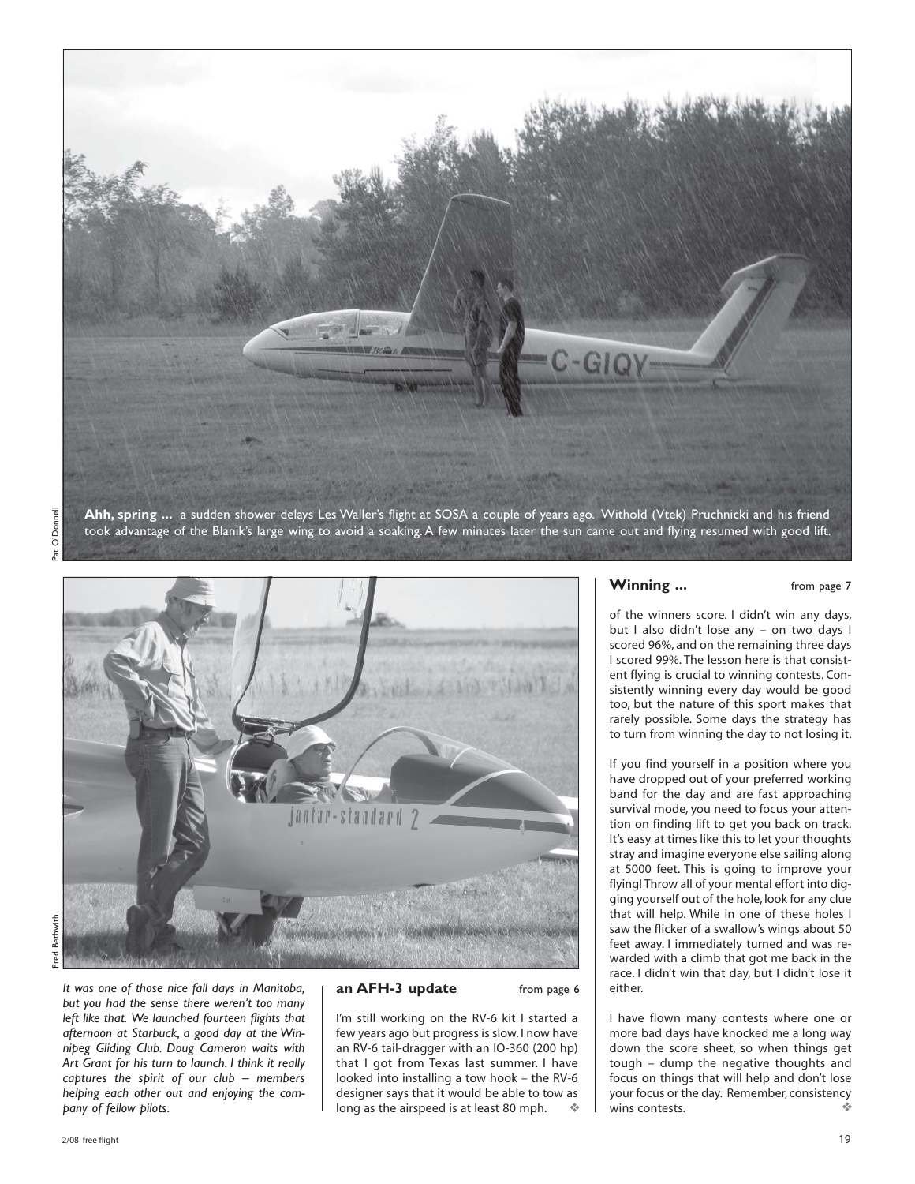**Ahh, spring ...** a sudden shower delays Les Waller's flight at SOSA a couple of years ago. Withold (Vtek) Pruchnicki and his friend took advantage of the Blanik's large wing to avoid a soaking. A few minutes later the sun came out and flying resumed with good lift.

Pat O'Donnell

*It was one of those nice fall days in Manitoba, but you had the sense there weren't too many left like that. We launched fourteen flights that afternoon at Starbuck, a good day at the Winnipeg Gliding Club. Doug Cameron waits with Art Grant for his turn to launch. I think it really captures the spirit of our club – members helping each other out and enjoying the company of fellow pilots.*

Fred Bethwith

## an AFH-3 update

from page 6

I'm still working on the RV-6 kit I started a few years ago but progress is slow. I now have an RV-6 tail-dragger with an IO-360 (200 hp) that I got from Texas last summer. I have looked into installing a tow hook – the RV-6 designer says that it would be able to tow as long as the airspeed is at least 80 mph. ❖

## Winning ...

from page 7

of the winners score. I didn't win any days, but I also didn't lose any – on two days I scored 96%, and on the remaining three days I scored 99%. The lesson here is that consistent flying is crucial to winning contests. Consistently winning every day would be good too, but the nature of this sport makes that rarely possible. Some days the strategy has to turn from winning the day to not losing it.

If you find yourself in a position where you have dropped out of your preferred working band for the day and are fast approaching survival mode, you need to focus your attention on finding lift to get you back on track. It's easy at times like this to let your thoughts stray and imagine everyone else sailing along at 5000 feet. This is going to improve your flying! Throw all of your mental effort into digging yourself out of the hole, look for any clue that will help. While in one of these holes I saw the flicker of a swallow's wings about 50 feet away. I immediately turned and was rewarded with a climb that got me back in the race. I didn't win that day, but I didn't lose it either.

I have flown many contests where one or more bad days have knocked me a long way down the score sheet, so when things get tough – dump the negative thoughts and focus on things that will help and don't lose your focus or the day. Remember, consistency wins contests. ❖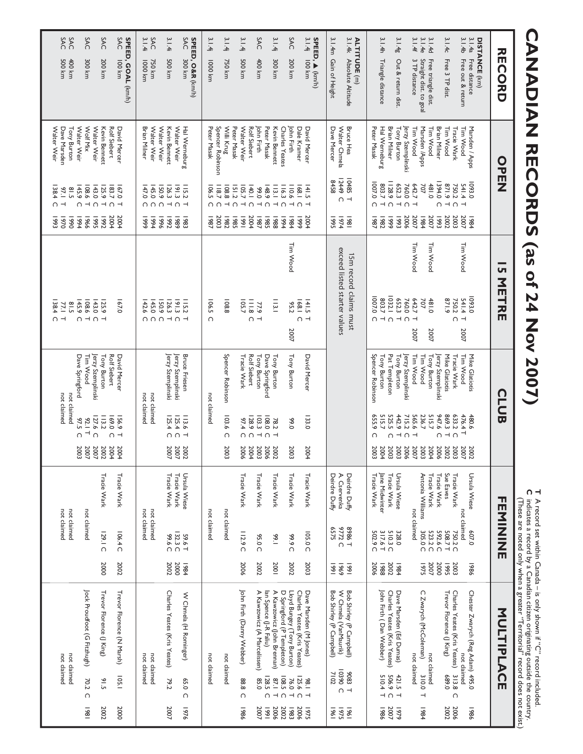# CANADIAN RECORDS (as of 24 Nov 2007)

**T** A record set within Canada – is only shown if "C" record included.
**C** indicates a record by a Canadian citizen originating outside the country.
(These are noted only when a greater "Territorial" record does not exist.)

| RECORD | OPEN | | | 15 METRE | | | CLUB | | | FEMININE | | | MULTIPLACE | | |
|---|---|---|---|---|---|---|---|---|---|---|---|---|---|---|---|
| **DISTANCE** (km) | | | | | | | | | | | | | | | |
| 3.1.4a Free distance | Marsden / Apps | 1093.0 | 1984 | | 1093.0 | | Mike Glatiotis | 480.6 | 2002 | Ursula Wiese | 607.0 | 1986 | Chester Zwarych (Reg Adam) | 495.0 | 1986 |
| 3.1.4b Free out & return | Tim Wood | 541.4 T | 2007 | Tim Wood | 541.4 T | 2007 | Tim Wood | 476.4 T | 2007 | not claimed | | | not claimed | | |
| | Tracie Wark | 750.2 C | 2003 | | 750.2 C | | Tracie Wark | 633.2 C | 2003 | Tracie Wark | 750.2 C | 2003 | Charles Yeates (Kris Yeates) | 313.8 C | 2006 |
| 3.1.4c Free 3 TP dist. | Tim Wood | 871.9 T | 2002 | | 871.9 | | Mike Glatiotis | 869.3 T | 2002 | Sue Eaves | 508.7 T | 1995 | Trevor Florence (J King) | 689.0 | 2002 |
| | Brian Milner | 1394.0 C | 1993 | | | | Jerzy Szemplinski | 947.6 C | 2006 | Tracie Wark | 592.6 C | 2000 | | | |
| 3.1.4d Free triangle dist. | Tim Wood | 481.0 | 2007 | Tim Wood | 481.0 | 2007 | Tony Burton | 515.7 | 2004 | Tracie Wark | 523.2 C | 2007 | not claimed | | |
| 3.1.4e Straight dist. to goal | Marsden /Apps | 707 | 1984 | | 707 | | Tim Wood | 236.7 | 2003 | Antonia Williams | 305.0 C | 1975 | C Zwarych (McColeman) | 310.0 T | 1984 |
| 3.1.4f 3 TP distance | Tim Wood | 642.7 T | 2007 | Tim Wood | 642.7 T | 2007 | Tim Wood | 565.6 T | 2007 | not claimed | | | not claimed | | |
| | Jerzy Szemplinski | 760.0 C | 2006 | | 760.0 C | | Jerzy Szemplinski | 715.2 C | 2006 | | | | | | |
| 3.1.4g Out & return dist. | Tony Burton | 652.3 T | 1993 | | 652.3 T | | Tony Burton | 442.9 T | 2003 | Ursula Wiese | 328.0 | 1984 | Dave Marsden (Ed Dumas) | 421.5 T | 1979 |
| | Brian Milner | 1128.9 C | 1999 | | 1032.1 C | | Pat Templeton | 525.5 C | 2003 | Tracie Wark | 510.3 C | 2002 | Charles Yeates (Kris Yeates) | 506.9 C | 2007 |
| 3.1.4h Triangle distance | Hal Werneburg | 803.7 T | 1982 | | 803.7 T | | Tony Burton | 515.7 T | 2004 | Jane Midwinter | 317.6 T | 1988 | John Firth (Dan Webber) | 510.4 T | 1986 |
| | Peter Masak | 1007.0 C | 1987 | | 1007.0 C | | Spencer Robinson | 655.9 C | 2003 | Tracie Wark | 502.9 C | 2006 | | | |
| **ALTITUDE** (m) | | | | | | | | | | | | | | | |
| 3.1.4k Absolute Altitude | Bruce Hea | 10485 T | 1981 | 15m record claims must exceed listed starter values | | | | | | Deirdre Duffy | 8986 T | 1991 | Bob Shirley (P Campbell) | 9083 T | 1961 |
| | Walter Chmela | 12449 C | 1974 | | | | | | | A. Czerwenka | 9772 C | 1969 | W Chmela (VanMaurik) | 10390 C | 1975 |
| 3.1.4m Gain of Height | Dave Mercer | 8458 | 1995 | | | | | | | Deirdre Duffy | 6575 | 1991 | Bob Shirley (P Campbell) | 7102 | 1961 |
| **SPEED, △** (km/h) | | | | | | | | | | | | | | | |
| 3.1.4j 100 km | David Mercer | 141.5 T | 2004 | | 141.5 T | | David Mercer | 133.0 | 2004 | Tracie Wark | 105.0 C | 2003 | Dave Marsden (M Jones) | 98.1 T | 1975 |
| | Dale Kramer | 168.1 C | 1999 | | 168.1 C | | | | | | | | Charles Yeates (Kris Yeates) | 125.6 C | 2006 |
| SAC 200 km | John Firth | 110.6 T | 1984 | Tim Wood | 95.2 | 2007 | Tony Burton | 99.0 | 2003 | Tracie Wark | 99.9 C | 2002 | Lloyd Bungey (Tony Burton) | 76.0 T | 1983 |
| | Charles Yeates | 116.3 C | 1994 | | | | | | | | | | D Springford (P Templeton) | 108.5 C | 2002 |
| 3.1.4j 300 km | Kevin Bennett | 113.1 T | 1988 | | 113.1 | | Tony Burton | 78.2 T | 2002 | Tracie Wark | 99.1 | 2001 | A Kawzowicz (John Brennan) | 87.1 T | 2006 |
| | Peter Masak | 148.9 C | 1985 | | | | Dave Springford | 108.0 C | 2006 | | | | Ian Spence (J-R Faliu) | 128.5 C | 1991 |
| SAC 400 km | John Firth | 99.0 T | 1987 | | 77.9 T | | Tony Burton | 103.3 T | 2003 | Tracie Wark | 95.0 C | 2002 | A Kawzowicz (A Marcelissen) | 85.0 | 2007 |
| | Rolf Siebert | 140.1 C | 2004 | | 111.8 C | | Rolf Siebert | 128.9 C | 2004 | | | | | | |
| 3.1.4j 500 km | Walter Weir | 105.7 T | 1991 | | 105.7 | | Tracie Wark | 97.4 C | 2006 | Tracie Wark | 112.9 C | 2006 | John Firth (Danny Webber) | 88.8 C | 1986 |
| | Peter Masak | 151.2 C | 1985 | | | | | | | | | | | | |
| 3.1.4j 750 km | Willi Krug | 108.8 T | 1982 | | 108.8 | | Spencer Robinson | 103.6 C | 2003 | not claimed | | | not claimed | | |
| | Spencer Robinson | 118.7 C | 2003 | | | | | | | | | | | | |
| 3.1.4j 1000 km | Peter Masak | 106.5 C | 1987 | | 106.5 C | | not claimed | | | not claimed | | | not claimed | | |
| **SPEED, O&R** (km/h) | | | | | | | | | | | | | | | |
| SAC 300 km | Hal Werneburg | 115.2 T | 1983 | | 115.2 T | | Bruce Friesen | 113.6 T | 2002 | Ursula Wiese | 59.6 T | 1984 | W Chmela (H Rominger) | 65.0 C | 1976 |
| | Walter Weir | 191.3 C | 1989 | | 191.3 C | | Jerzy Szemplinski | 125.4 C | 2007 | Tracie Wark | 132.3 C | 2000 | | | |
| 3.1.4i 500 km | Kevin Bennett | 126.3 T | 1992 | | 126.3 T | | Jerzy Szemplinski | 125.4 C | 2007 | Tracie Wark | 99.6 C | 2002 | Charles Yeates (Kris Yeates) | 79.2 | 2007 |
| | Walter Weir | 150.9 C | 1996 | | 150.9 C | | | | | | | | | | |
| SAC 750 km | Walter Weir | 145.0 C | 1994 | | 145.0 C | | not claimed | | | not claimed | | | not claimed | | |
| 3.1.4l 1000 km | Brian Milner | 147.0 C | 1999 | | 142.6 C | | not claimed | | | not claimed | | | not claimed | | |
| **SPEED, GOAL** (km/h) | | | | | | | | | | | | | | | |
| SAC 100 km | David Mercer | 167.0 T | 2004 | | 167.0 | | David Mercer | 156.9 T | 2004 | Tracie Wark | 106.4 C | 2002 | Trevor Florence (N Marsh) | 105.1 | 2000 |
| | Rolf Siebert | 183.7 C | 2004 | | | | Rolf Siebert | 169.0 C | 2004 | | | | | | |
| SAC 200 km | Kevin Bennett | 125.9 T | 1992 | | 125.9 T | | Tony Burton | 113.2 | 2002 | Tracie Wark | 129.1 C | 2000 | Trevor Florence (J King) | 91.5 | 2002 |
| | Walter Weir | 143.0 C | 1995 | | 143.0 C | | Jerzy Szemplinski | 127.6 C | 2007 | | | | | | |
| SAC 300 km | Wolf Mix | 108.6 T | 1966 | | 108.6 T | | Tim Wood | 92.1 T | 2007 | not claimed | | | Jock Proudfoot (G Fitzhugh) | 70.2 C | 1981 |
| | Walter Weir | 145.9 C | 1994 | | 145.9 C | | Dave Springford | 97.5 C | 2003 | | | | | | |
| SAC 400 km | Tony Burton | 81.5 | 1990 | | 81.5 | | not claimed | | | not claimed | | | not claimed | | |
| SAC 500 km | Dave Marsden | 97.1 T | 1970 | | 77.1 T | | not claimed | | | not claimed | | | not claimed | | |
| | Walter Weir | 138.4 C | 1993 | | 138.4 C | | | | | | | | | | |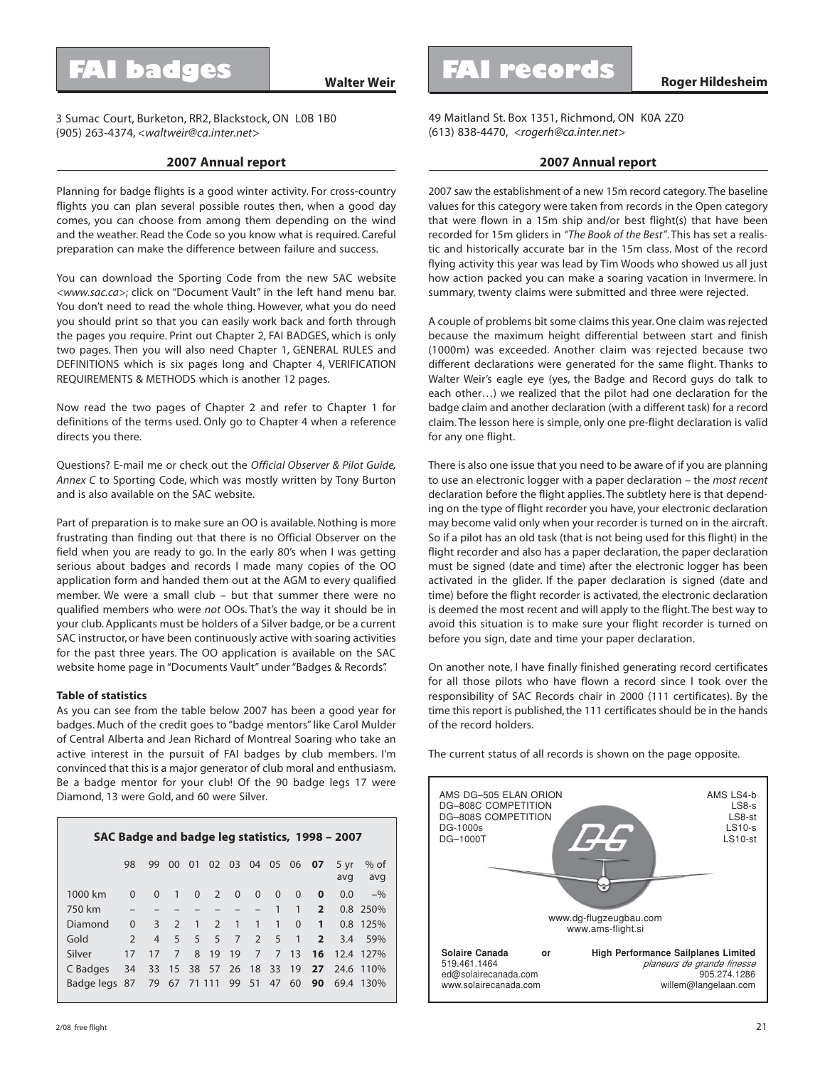## FAI badges

**Walter Weir**

3 Sumac Court, Burketon, RR2, Blackstock, ON L0B 1B0
(905) 263-4374, <*waltweir@ca.inter.net*>

### 2007 Annual report

Planning for badge flights is a good winter activity. For cross-country flights you can plan several possible routes then, when a good day comes, you can choose from among them depending on the wind and the weather. Read the Code so you know what is required. Careful preparation can make the difference between failure and success.

You can download the Sporting Code from the new SAC website <*www.sac.ca*>; click on "Document Vault" in the left hand menu bar. You don't need to read the whole thing. However, what you do need you should print so that you can easily work back and forth through the pages you require. Print out Chapter 2, FAI BADGES, which is only two pages. Then you will also need Chapter 1, GENERAL RULES and DEFINITIONS which is six pages long and Chapter 4, VERIFICATION REQUIREMENTS & METHODS which is another 12 pages.

Now read the two pages of Chapter 2 and refer to Chapter 1 for definitions of the terms used. Only go to Chapter 4 when a reference directs you there.

Questions? E-mail me or check out the *Official Observer & Pilot Guide, Annex C* to Sporting Code, which was mostly written by Tony Burton and is also available on the SAC website.

Part of preparation is to make sure an OO is available. Nothing is more frustrating than finding out that there is no Official Observer on the field when you are ready to go. In the early 80's when I was getting serious about badges and records I made many copies of the OO application form and handed them out at the AGM to every qualified member. We were a small club – but that summer there were no qualified members who were *not* OOs. That's the way it should be in your club. Applicants must be holders of a Silver badge, or be a current SAC instructor, or have been continuously active with soaring activities for the past three years. The OO application is available on the SAC website home page in "Documents Vault" under "Badges & Records".

**Table of statistics**

As you can see from the table below 2007 has been a good year for badges. Much of the credit goes to "badge mentors" like Carol Mulder of Central Alberta and Jean Richard of Montreal Soaring who take an active interest in the pursuit of FAI badges by club members. I'm convinced that this is a major generator of club moral and enthusiasm. Be a badge mentor for your club! Of the 90 badge legs 17 were Diamond, 13 were Gold, and 60 were Silver.

**SAC Badge and badge leg statistics, 1998 – 2007**

| | 98 | 99 | 00 | 01 | 02 | 03 | 04 | 05 | 06 | **07** | 5 yr avg | % of avg |
|---|---|---|---|---|---|---|---|---|---|---|---|---|
| 1000 km | 0 | 0 | 1 | 0 | 2 | 0 | 0 | 0 | 0 | **0** | 0.0 | –% |
| 750 km | – | – | – | – | – | – | – | 1 | 1 | **2** | 0.8 | 250% |
| Diamond | 0 | 3 | 2 | 1 | 2 | 1 | 1 | 1 | 0 | **1** | 0.8 | 125% |
| Gold | 2 | 4 | 5 | 5 | 5 | 7 | 2 | 5 | 1 | **2** | 3.4 | 59% |
| Silver | 17 | 17 | 7 | 8 | 19 | 19 | 7 | 7 | 13 | **16** | 12.4 | 127% |
| C Badges | 34 | 33 | 15 | 38 | 57 | 26 | 18 | 33 | 19 | **27** | 24.6 | 110% |
| Badge legs | 87 | 79 | 67 | 71 | 111 | 99 | 51 | 47 | 60 | **90** | 69.4 | 130% |

## FAI records

**Roger Hildesheim**

49 Maitland St. Box 1351, Richmond, ON K0A 2Z0
(613) 838-4470, <*rogerh@ca.inter.net*>

### 2007 Annual report

2007 saw the establishment of a new 15m record category. The baseline values for this category were taken from records in the Open category that were flown in a 15m ship and/or best flight(s) that have been recorded for 15m gliders in *"The Book of the Best"*. This has set a realistic and historically accurate bar in the 15m class. Most of the record flying activity this year was lead by Tim Woods who showed us all just how action packed you can make a soaring vacation in Invermere. In summary, twenty claims were submitted and three were rejected.

A couple of problems bit some claims this year. One claim was rejected because the maximum height differential between start and finish (1000m) was exceeded. Another claim was rejected because two different declarations were generated for the same flight. Thanks to Walter Weir's eagle eye (yes, the Badge and Record guys do talk to each other…) we realized that the pilot had one declaration for the badge claim and another declaration (with a different task) for a record claim. The lesson here is simple, only one pre-flight declaration is valid for any one flight.

There is also one issue that you need to be aware of if you are planning to use an electronic logger with a paper declaration – the *most recent* declaration before the flight applies. The subtlety here is that depending on the type of flight recorder you have, your electronic declaration may become valid only when your recorder is turned on in the aircraft. So if a pilot has an old task (that is not being used for this flight) in the flight recorder and also has a paper declaration, the paper declaration must be signed (date and time) after the electronic logger has been activated in the glider. If the paper declaration is signed (date and time) before the flight recorder is activated, the electronic declaration is deemed the most recent and will apply to the flight. The best way to avoid this situation is to make sure your flight recorder is turned on before you sign, date and time your paper declaration.

On another note, I have finally finished generating record certificates for all those pilots who have flown a record since I took over the responsibility of SAC Records chair in 2000 (111 certificates). By the time this report is published, the 111 certificates should be in the hands of the record holders.

The current status of all records is shown on the page opposite.

AMS DG–505 ELAN ORION
DG–808C COMPETITION
DG–808S COMPETITION
DG-1000s
DG–1000T

AMS LS4-b
LS8-s
LS8-st
LS10-s
LS10-st

www.dg-flugzeugbau.com
www.ams-flight.si

**Solaire Canada** or **High Performance Sailplanes Limited**
519.461.1464
ed@solairecanada.com
www.solairecanada.com

*planeurs de grande finesse*
905.274.1286
willem@langelaan.com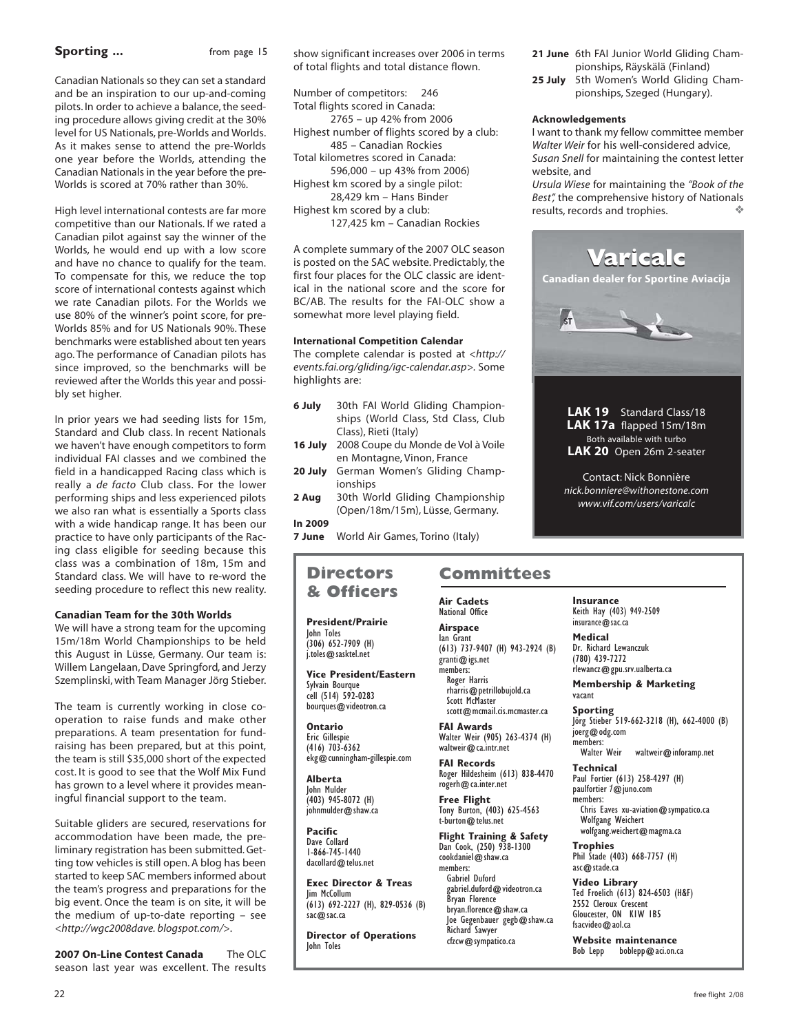**Sporting ...** from page 15

Canadian Nationals so they can set a standard and be an inspiration to our up-and-coming pilots. In order to achieve a balance, the seeding procedure allows giving credit at the 30% level for US Nationals, pre-Worlds and Worlds. As it makes sense to attend the pre-Worlds one year before the Worlds, attending the Canadian Nationals in the year before the pre-Worlds is scored at 70% rather than 30%.

High level international contests are far more competitive than our Nationals. If we rated a Canadian pilot against say the winner of the Worlds, he would end up with a low score and have no chance to qualify for the team. To compensate for this, we reduce the top score of international contests against which we rate Canadian pilots. For the Worlds we use 80% of the winner's point score, for pre-Worlds 85% and for US Nationals 90%. These benchmarks were established about ten years ago. The performance of Canadian pilots has since improved, so the benchmarks will be reviewed after the Worlds this year and possibly set higher.

In prior years we had seeding lists for 15m, Standard and Club class. In recent Nationals we haven't have enough competitors to form individual FAI classes and we combined the field in a handicapped Racing class which is really a *de facto* Club class. For the lower performing ships and less experienced pilots we also ran what is essentially a Sports class with a wide handicap range. It has been our practice to have only participants of the Racing class eligible for seeding because this class was a combination of 18m, 15m and Standard class. We will have to re-word the seeding procedure to reflect this new reality.

**Canadian Team for the 30th Worlds**

We will have a strong team for the upcoming 15m/18m World Championships to be held this August in Lüsse, Germany. Our team is: Willem Langelaan, Dave Springford, and Jerzy Szemplinski, with Team Manager Jörg Stieber.

The team is currently working in close co-operation to raise funds and make other preparations. A team presentation for fund-raising has been prepared, but at this point, the team is still $35,000 short of the expected cost. It is good to see that the Wolf Mix Fund has grown to a level where it provides meaningful financial support to the team.

Suitable gliders are secured, reservations for accommodation have been made, the preliminary registration has been submitted. Getting tow vehicles is still open. A blog has been started to keep SAC members informed about the team's progress and preparations for the big event. Once the team is on site, it will be the medium of up-to-date reporting – see <*http://wgc2008dave. blogspot.com/*>.

**2007 On-Line Contest Canada** The OLC season last year was excellent. The results show significant increases over 2006 in terms of total flights and total distance flown.

Number of competitors: 246
Total flights scored in Canada:
2765 – up 42% from 2006
Highest number of flights scored by a club:
485 – Canadian Rockies
Total kilometres scored in Canada:
596,000 – up 43% from 2006)
Highest km scored by a single pilot:
28,429 km – Hans Binder
Highest km scored by a club:
127,425 km – Canadian Rockies

A complete summary of the 2007 OLC season is posted on the SAC website. Predictably, the first four places for the OLC classic are identical in the national score and the score for BC/AB. The results for the FAI-OLC show a somewhat more level playing field.

**International Competition Calendar**

The complete calendar is posted at <*http://events.fai.org/gliding/igc-calendar.asp*>. Some highlights are:

- **6 July** 30th FAI World Gliding Championships (World Class, Std Class, Club Class), Rieti (Italy)
- **16 July** 2008 Coupe du Monde de Vol à Voile en Montagne, Vinon, France
- **20 July** German Women's Gliding Championships
- **2 Aug** 30th World Gliding Championship (Open/18m/15m), Lüsse, Germany.

**In 2009**

- **7 June** World Air Games, Torino (Italy)
- **21 June** 6th FAI Junior World Gliding Championships, Räyskälä (Finland)
- **25 July** 5th Women's World Gliding Championships, Szeged (Hungary).

**Acknowledgements**

I want to thank my fellow committee member *Walter Weir* for his well-considered advice, *Susan Snell* for maintaining the contest letter website, and *Ursula Wiese* for maintaining the *"Book of the Best"*, the comprehensive history of Nationals results, records and trophies.

**Varicalc**
**Canadian dealer for Sportine Aviacija**

**LAK 19** Standard Class/18
**LAK 17a** flapped 15m/18m
Both available with turbo
**LAK 20** Open 26m 2-seater

Contact: Nick Bonnière
*nick.bonniere@withonestone.com*
*www.vif.com/users/varicalc*

## Directors & Officers

**President/Prairie**
John Toles
(306) 652-7909 (H)
j.toles@sasktel.net

**Vice President/Eastern**
Sylvain Bourque
cell (514) 592-0283
bourques@videotron.ca

**Ontario**
Eric Gillespie
(416) 703-6362
ekg@cunningham-gillespie.com

**Alberta**
John Mulder
(403) 945-8072 (H)
johnmulder@shaw.ca

**Pacific**
Dave Collard
1-866-745-1440
dacollard@telus.net

**Exec Director & Treas**
Jim McCollum
(613) 692-2227 (H), 829-0536 (B)
sac@sac.ca

**Director of Operations**
John Toles

## Committees

**Air Cadets**
National Office

**Airspace**
Ian Grant
(613) 737-9407 (H) 943-2924 (B)
granti@igs.net
members:
Roger Harris
rharris@petrillobujold.ca
Scott McMaster
scott@mcmail.cis.mcmaster.ca

**FAI Awards**
Walter Weir (905) 263-4374 (H)
waltweir@ca.intr.net

**FAI Records**
Roger Hildesheim (613) 838-4470
rogerh@ca.inter.net

**Free Flight**
Tony Burton, (403) 625-4563
t-burton@telus.net

**Flight Training & Safety**
Dan Cook, (250) 938-1300
cookdaniel@shaw.ca
members:
Gabriel Duford
gabriel.duford@videotron.ca
Bryan Florence
bryan.florence@shaw.ca
Joe Gegenbauer gegb@shaw.ca
Richard Sawyer
cfzcw@sympatico.ca

**Insurance**
Keith Hay (403) 949-2509
insurance@sac.ca

**Medical**
Dr. Richard Lewanczuk
(780) 439-7272
rlewancz@gpu.srv.ualberta.ca

**Membership & Marketing**
vacant

**Sporting**
Jörg Stieber 519-662-3218 (H), 662-4000 (B)
joerg@odg.com
members:
Walter Weir waltweir@inforamp.net

**Technical**
Paul Fortier (613) 258-4297 (H)
paulfortier7@juno.com
members:
Chris Eaves xu-aviation@sympatico.ca
Wolfgang Weichert
wolfgang.weichert@magma.ca

**Trophies**
Phil Stade (403) 668-7757 (H)
asc@stade.ca

**Video Library**
Ted Froelich (613) 824-6503 (H&F)
2552 Cleroux Crescent
Gloucester, ON K1W 1B5
fsacvideo@aol.ca

**Website maintenance**
Bob Lepp boblepp@aci.on.ca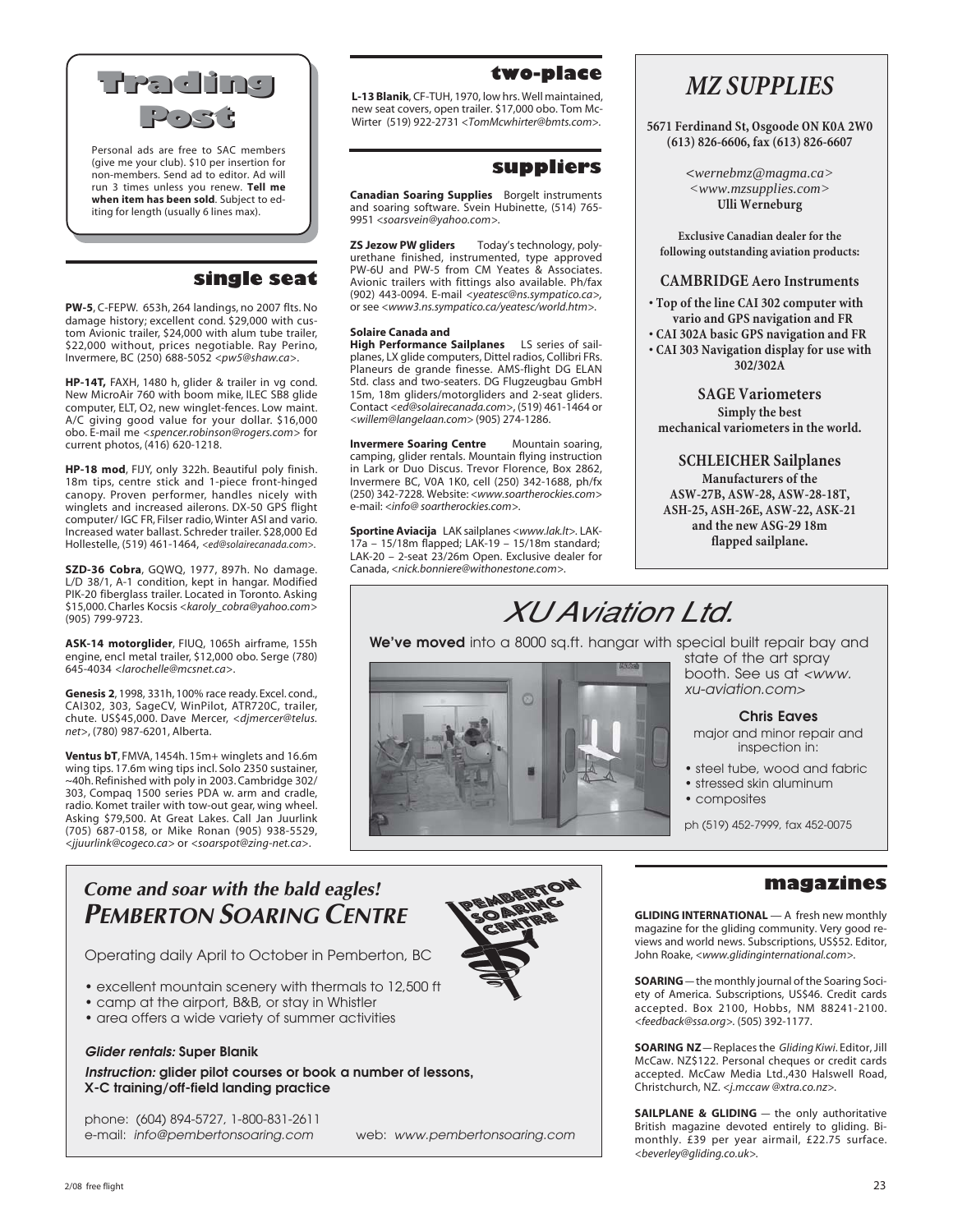# Trading Post

Personal ads are free to SAC members (give me your club). $10 per insertion for non-members. Send ad to editor. Ad will run 3 times unless you renew. **Tell me when item has been sold**. Subject to editing for length (usually 6 lines max).

## single seat

**PW-5**, C-FEPW. 653h, 264 landings, no 2007 flts. No damage history; excellent cond. $29,000 with custom Avionic trailer, $24,000 with alum tube trailer, $22,000 without, prices negotiable. Ray Perino, Invermere, BC (250) 688-5052 <pw5@shaw.ca>.

**HP-14T,** FAXH, 1480 h, glider & trailer in vg cond. New MicroAir 760 with boom mike, ILEC SB8 glide computer, ELT, O2, new winglet-fences. Low maint. A/C giving good value for your dollar. $16,000 obo. E-mail me <spencer.robinson@rogers.com> for current photos, (416) 620-1218.

**HP-18 mod**, FIJY, only 322h. Beautiful poly finish. 18m tips, centre stick and 1-piece front-hinged canopy. Proven performer, handles nicely with winglets and increased ailerons. DX-50 GPS flight computer/ IGC FR, Filser radio, Winter ASI and vario. Increased water ballast. Schreder trailer. $28,000 Ed Hollestelle, (519) 461-1464, <ed@solairecanada.com>.

**SZD-36 Cobra**, GQWQ, 1977, 897h. No damage. L/D 38/1, A-1 condition, kept in hangar. Modified PIK-20 fiberglass trailer. Located in Toronto. Asking $15,000. Charles Kocsis <karoly_cobra@yahoo.com> (905) 799-9723.

**ASK-14 motorglider**, FIUQ, 1065h airframe, 155h engine, encl metal trailer, $12,000 obo. Serge (780) 645-4034 <larochelle@mcsnet.ca>.

**Genesis 2**, 1998, 331h, 100% race ready. Excel. cond., CAI302, 303, SageCV, WinPilot, ATR720C, trailer, chute. US$45,000. Dave Mercer, <djmercer@telus.net>, (780) 987-6201, Alberta.

**Ventus bT**, FMVA, 1454h. 15m+ winglets and 16.6m wing tips. 17.6m wing tips incl. Solo 2350 sustainer, ~40h. Refinished with poly in 2003. Cambridge 302/303, Compaq 1500 series PDA w. arm and cradle, radio. Komet trailer with tow-out gear, wing wheel. Asking $79,500. At Great Lakes. Call Jan Juurlink (705) 687-0158, or Mike Ronan (905) 938-5529, <jjuurlink@cogeco.ca> or <soarspot@zing-net.ca>.

## two-place

**L-13 Blanik**, CF-TUH, 1970, low hrs. Well maintained, new seat covers, open trailer. $17,000 obo. Tom McWirter (519) 922-2731 <TomMcwhirter@bmts.com>.

## suppliers

**Canadian Soaring Supplies** Borgelt instruments and soaring software. Svein Hubinette, (514) 765-9951 <soarsvein@yahoo.com>.

**ZS Jezow PW gliders** Today's technology, polyurethane finished, instrumented, type approved PW-6U and PW-5 from CM Yeates & Associates. Avionic trailers with fittings also available. Ph/fax (902) 443-0094. E-mail <yeatesc@ns.sympatico.ca>, or see <www3.ns.sympatico.ca/yeatesc/world.htm>.

**Solaire Canada and High Performance Sailplanes** LS series of sailplanes, LX glide computers, Dittel radios, Collibri FRs. Planeurs de grande finesse. AMS-flight DG ELAN Std. class and two-seaters. DG Flugzeugbau GmbH 15m, 18m gliders/motorgliders and 2-seat gliders. Contact <ed@solairecanada.com>, (519) 461-1464 or <willem@langelaan.com> (905) 274-1286.

**Invermere Soaring Centre** Mountain soaring, camping, glider rentals. Mountain flying instruction in Lark or Duo Discus. Trevor Florence, Box 2862, Invermere BC, V0A 1K0, cell (250) 342-1688, ph/fx (250) 342-7228. Website: <www.soartherockies.com> e-mail: <info@ soartherockies.com>.

**Sportine Aviacija** LAK sailplanes <www.lak.lt>. LAK-17a – 15/18m flapped; LAK-19 – 15/18m standard; LAK-20 – 2-seat 23/26m Open. Exclusive dealer for Canada, <nick.bonniere@withonestone.com>.

## MZ SUPPLIES

**5671 Ferdinand St, Osgoode ON K0A 2W0**
**(613) 826-6606, fax (613) 826-6607**

<wernebmz@magma.ca>
<www.mzsupplies.com>
**Ulli Werneburg**

**Exclusive Canadian dealer for the following outstanding aviation products:**

**CAMBRIDGE Aero Instruments**

- **Top of the line CAI 302 computer with vario and GPS navigation and FR**
- **CAI 302A basic GPS navigation and FR**
- **CAI 303 Navigation display for use with 302/302A**

**SAGE Variometers**
**Simply the best mechanical variometers in the world.**

**SCHLEICHER Sailplanes**
**Manufacturers of the ASW-27B, ASW-28, ASW-28-18T, ASH-25, ASH-26E, ASW-22, ASK-21 and the new ASG-29 18m flapped sailplane.**

## XU Aviation Ltd.

**We've moved** into a 8000 sq.ft. hangar with special built repair bay and state of the art spray booth. See us at <www.xu-aviation.com>

**Chris Eaves**

major and minor repair and inspection in:

- steel tube, wood and fabric
- stressed skin aluminum
- composites

ph (519) 452-7999, fax 452-0075

## *Come and soar with the bald eagles!* *PEMBERTON SOARING CENTRE*

Operating daily April to October in Pemberton, BC

- excellent mountain scenery with thermals to 12,500 ft
- camp at the airport, B&B, or stay in Whistler
- area offers a wide variety of summer activities

***Glider rentals:*** **Super Blanik**

***Instruction:*** **glider pilot courses or book a number of lessons, X-C training/off-field landing practice**

phone: (604) 894-5727, 1-800-831-2611
e-mail: *info@pembertonsoaring.com* web: *www.pembertonsoaring.com*

## magazines

**GLIDING INTERNATIONAL** — A fresh new monthly magazine for the gliding community. Very good reviews and world news. Subscriptions, US$52. Editor, John Roake, <www.glidinginternational.com>.

**SOARING** — the monthly journal of the Soaring Society of America. Subscriptions, US$46. Credit cards accepted. Box 2100, Hobbs, NM 88241-2100. <feedback@ssa.org>. (505) 392-1177.

**SOARING NZ** — Replaces the *Gliding Kiwi*. Editor, Jill McCaw. NZ$122. Personal cheques or credit cards accepted. McCaw Media Ltd.,430 Halswell Road, Christchurch, NZ. <j.mccaw @xtra.co.nz>.

**SAILPLANE & GLIDING** — the only authoritative British magazine devoted entirely to gliding. Bi-monthly. £39 per year airmail, £22.75 surface. <beverley@gliding.co.uk>.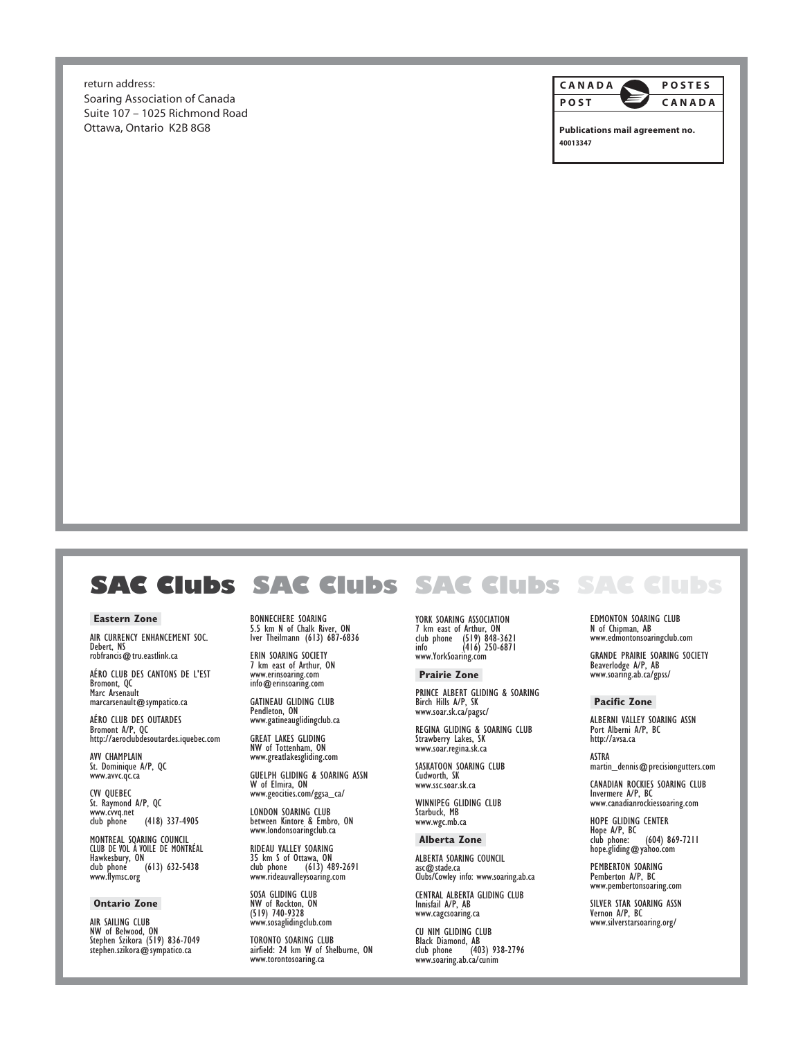return address:
Soaring Association of Canada
Suite 107 – 1025 Richmond Road
Ottawa, Ontario K2B 8G8

CANADA POST / POSTES CANADA

**Publications mail agreement no.**
**40013347**

# SAC Clubs SAC Clubs SAC Clubs SAC Clubs

### Eastern Zone

AIR CURRENCY ENHANCEMENT SOC.
Debert, NS
robfrancis@tru.eastlink.ca

AÉRO CLUB DES CANTONS DE L'EST
Bromont, QC
Marc Arsenault
marcarsenault@sympatico.ca

AÉRO CLUB DES OUTARDES
Bromont A/P, QC
http://aeroclubdesoutardes.iquebec.com

AVV CHAMPLAIN
St. Dominique A/P, QC
www.avvc.qc.ca

CVV QUEBEC
St. Raymond A/P, QC
www.cvvq.net
club phone (418) 337-4905

MONTREAL SOARING COUNCIL
CLUB DE VOL À VOILE DE MONTRÉAL
Hawkesbury, ON
club phone (613) 632-5438
www.flymsc.org

### Ontario Zone

AIR SAILING CLUB
NW of Belwood, ON
Stephen Szikora (519) 836-7049
stephen.szikora@sympatico.ca

BONNECHERE SOARING
5.5 km N of Chalk River, ON
Iver Theilmann (613) 687-6836

ERIN SOARING SOCIETY
7 km east of Arthur, ON
www.erinsoaring.com
info@erinsoaring.com

GATINEAU GLIDING CLUB
Pendleton, ON
www.gatineauglidingclub.ca

GREAT LAKES GLIDING
NW of Tottenham, ON
www.greatlakesgliding.com

GUELPH GLIDING & SOARING ASSN
W of Elmira, ON
www.geocities.com/ggsa_ca/

LONDON SOARING CLUB
between Kintore & Embro, ON
www.londonsoaringclub.ca

RIDEAU VALLEY SOARING
35 km S of Ottawa, ON
club phone (613) 489-2691
www.rideauvalleysoaring.com

SOSA GLIDING CLUB
NW of Rockton, ON
(519) 740-9328
www.sosaglidingclub.com

TORONTO SOARING CLUB
airfield: 24 km W of Shelburne, ON
www.torontosoaring.ca

YORK SOARING ASSOCIATION
7 km east of Arthur, ON
club phone (519) 848-3621
info (416) 250-6871
www.YorkSoaring.com

### Prairie Zone

PRINCE ALBERT GLIDING & SOARING
Birch Hills A/P, SK
www.soar.sk.ca/pagsc/

REGINA GLIDING & SOARING CLUB
Strawberry Lakes, SK
www.soar.regina.sk.ca

SASKATOON SOARING CLUB
Cudworth, SK
www.ssc.soar.sk.ca

WINNIPEG GLIDING CLUB
Starbuck, MB
www.wgc.mb.ca

### Alberta Zone

ALBERTA SOARING COUNCIL
asc@stade.ca
Clubs/Cowley info: www.soaring.ab.ca

CENTRAL ALBERTA GLIDING CLUB
Innisfail A/P, AB
www.cagcsoaring.ca

CU NIM GLIDING CLUB
Black Diamond, AB
club phone (403) 938-2796
www.soaring.ab.ca/cunim

EDMONTON SOARING CLUB
N of Chipman, AB
www.edmontonsoaringclub.com

GRANDE PRAIRIE SOARING SOCIETY
Beaverlodge A/P, AB
www.soaring.ab.ca/gpss/

### Pacific Zone

ALBERNI VALLEY SOARING ASSN
Port Alberni A/P, BC
http://avsa.ca

ASTRA
martin_dennis@precisiongutters.com

CANADIAN ROCKIES SOARING CLUB
Invermere A/P, BC
www.canadianrockiessoaring.com

HOPE GLIDING CENTER
Hope A/P, BC
club phone: (604) 869-7211
hope.gliding@yahoo.com

PEMBERTON SOARING
Pemberton A/P, BC
www.pembertonsoaring.com

SILVER STAR SOARING ASSN
Vernon A/P, BC
www.silverstarsoaring.org/